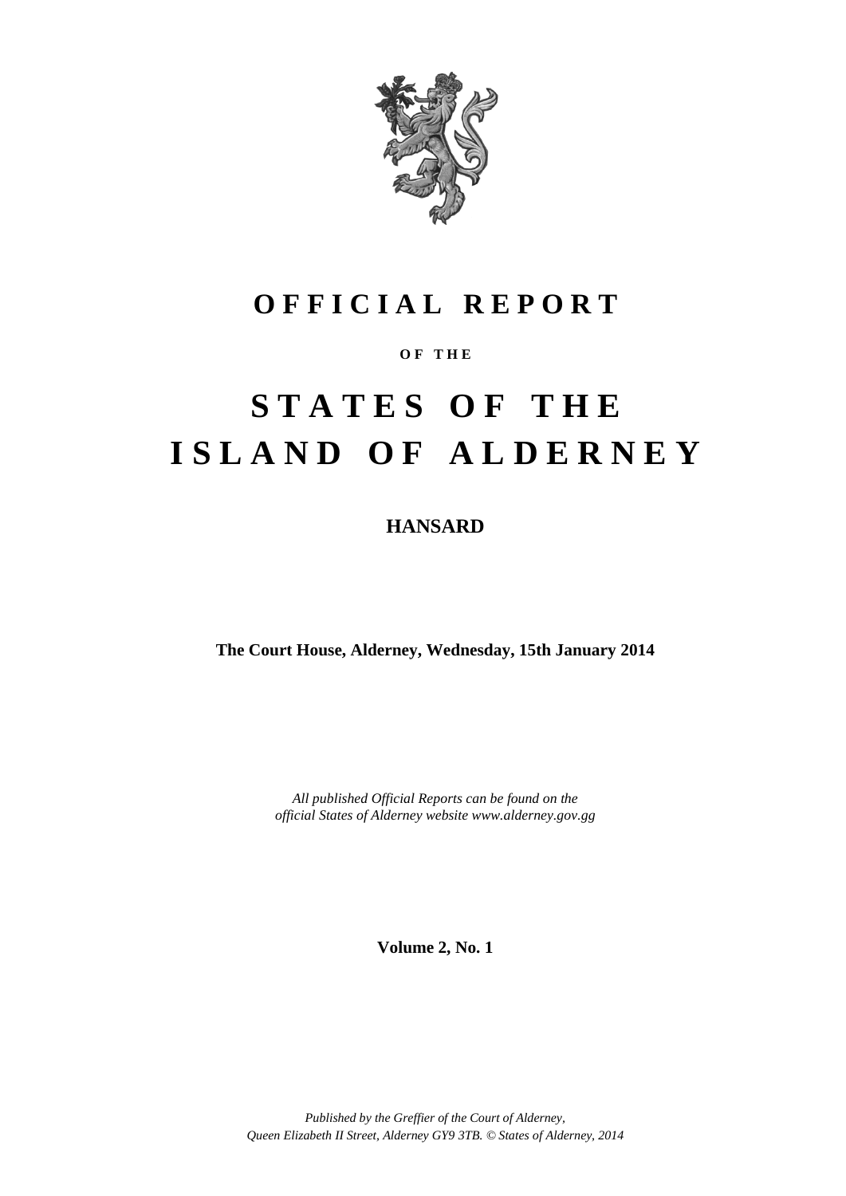# OFFICIAL REPORT

OF THE

# STATES OF THE ISLAND OF ALDERNEY

## HANSARD

**The Court House, Alderney, Wednesday, 15th January 2014**

*All published Official Reports can be found on the official States of Alderney website www.alderney.gov.gg*

**Volume 2, No. 1**

*Published by the Greffier of the Court of Alderney, Queen Elizabeth II Street, Alderney GY9 3TB. © States of Alderney, 2014*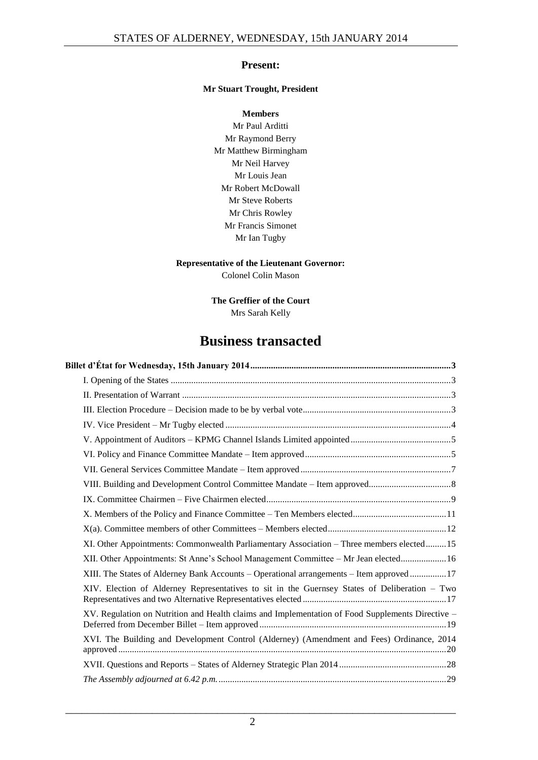**Present:**

**Mr Stuart Trought, President**

**Members**

Mr Paul Arditti
Mr Raymond Berry
Mr Matthew Birmingham
Mr Neil Harvey
Mr Louis Jean
Mr Robert McDowall
Mr Steve Roberts
Mr Chris Rowley
Mr Francis Simonet
Mr Ian Tugby

**Representative of the Lieutenant Governor:**
Colonel Colin Mason

**The Greffier of the Court**
Mrs Sarah Kelly

# Business transacted

**Billet d'État for Wednesday, 15th January 2014** ....... 3

- I. Opening of the States ....... 3
- II. Presentation of Warrant ....... 3
- III. Election Procedure – Decision made to be by verbal vote ....... 3
- IV. Vice President – Mr Tugby elected ....... 4
- V. Appointment of Auditors – KPMG Channel Islands Limited appointed ....... 5
- VI. Policy and Finance Committee Mandate – Item approved ....... 5
- VII. General Services Committee Mandate – Item approved ....... 7
- VIII. Building and Development Control Committee Mandate – Item approved ....... 8
- IX. Committee Chairmen – Five Chairmen elected ....... 9
- X. Members of the Policy and Finance Committee – Ten Members elected ....... 11
- X(a). Committee members of other Committees – Members elected ....... 12
- XI. Other Appointments: Commonwealth Parliamentary Association – Three members elected ....... 15
- XII. Other Appointments: St Anne's School Management Committee – Mr Jean elected ....... 16
- XIII. The States of Alderney Bank Accounts – Operational arrangements – Item approved ....... 17
- XIV. Election of Alderney Representatives to sit in the Guernsey States of Deliberation – Two Representatives and two Alternative Representatives elected ....... 17
- XV. Regulation on Nutrition and Health claims and Implementation of Food Supplements Directive – Deferred from December Billet – Item approved ....... 19
- XVI. The Building and Development Control (Alderney) (Amendment and Fees) Ordinance, 2014 approved ....... 20
- XVII. Questions and Reports – States of Alderney Strategic Plan 2014 ....... 28
- *The Assembly adjourned at 6.42 p.m.* ....... 29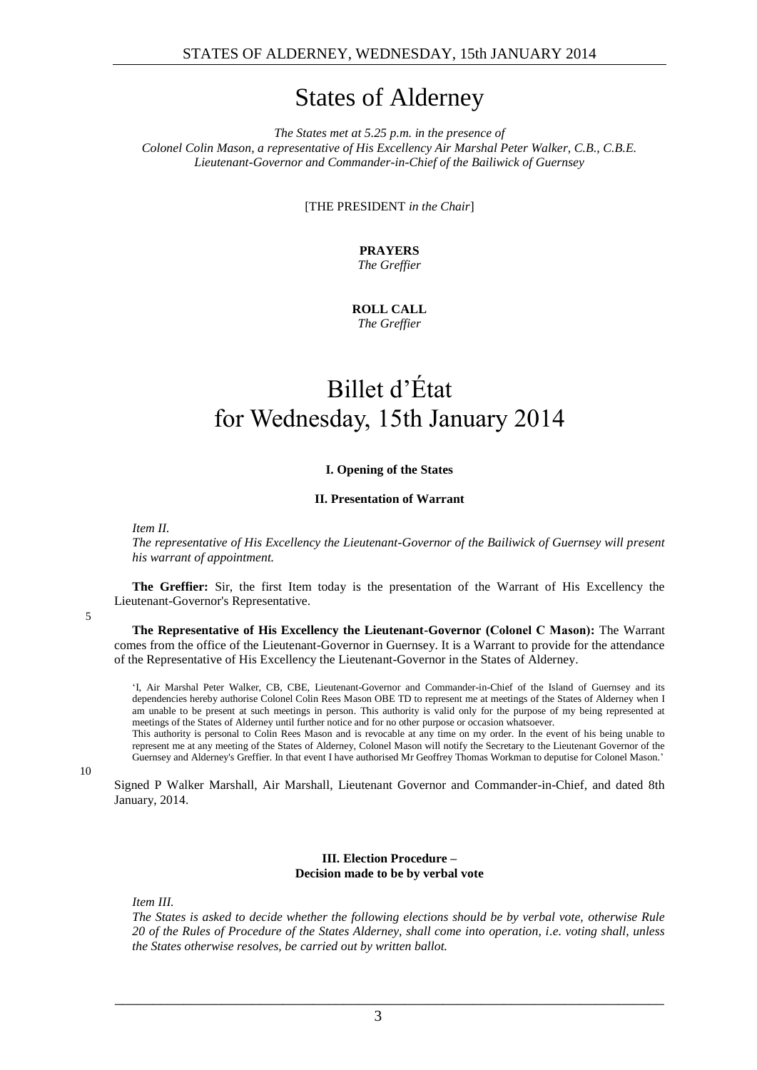# States of Alderney

*The States met at 5.25 p.m. in the presence of*
*Colonel Colin Mason, a representative of His Excellency Air Marshal Peter Walker, C.B., C.B.E.*
*Lieutenant-Governor and Commander-in-Chief of the Bailiwick of Guernsey*

[THE PRESIDENT *in the Chair*]

**PRAYERS**
*The Greffier*

**ROLL CALL**
*The Greffier*

# Billet d'État for Wednesday, 15th January 2014

**I. Opening of the States**

**II. Presentation of Warrant**

*Item II.*
*The representative of His Excellency the Lieutenant-Governor of the Bailiwick of Guernsey will present his warrant of appointment.*

**The Greffier:** Sir, the first Item today is the presentation of the Warrant of His Excellency the Lieutenant-Governor's Representative.

**The Representative of His Excellency the Lieutenant-Governor (Colonel C Mason):** The Warrant comes from the office of the Lieutenant-Governor in Guernsey. It is a Warrant to provide for the attendance of the Representative of His Excellency the Lieutenant-Governor in the States of Alderney.

> 'I, Air Marshal Peter Walker, CB, CBE, Lieutenant-Governor and Commander-in-Chief of the Island of Guernsey and its dependencies hereby authorise Colonel Colin Rees Mason OBE TD to represent me at meetings of the States of Alderney when I am unable to be present at such meetings in person. This authority is valid only for the purpose of my being represented at meetings of the States of Alderney until further notice and for no other purpose or occasion whatsoever.
> This authority is personal to Colin Rees Mason and is revocable at any time on my order. In the event of his being unable to represent me at any meeting of the States of Alderney, Colonel Mason will notify the Secretary to the Lieutenant Governor of the Guernsey and Alderney's Greffier. In that event I have authorised Mr Geoffrey Thomas Workman to deputise for Colonel Mason.'

Signed P Walker Marshall, Air Marshall, Lieutenant Governor and Commander-in-Chief, and dated 8th January, 2014.

**III. Election Procedure – Decision made to be by verbal vote**

*Item III.*
*The States is asked to decide whether the following elections should be by verbal vote, otherwise Rule 20 of the Rules of Procedure of the States Alderney, shall come into operation, i.e. voting shall, unless the States otherwise resolves, be carried out by written ballot.*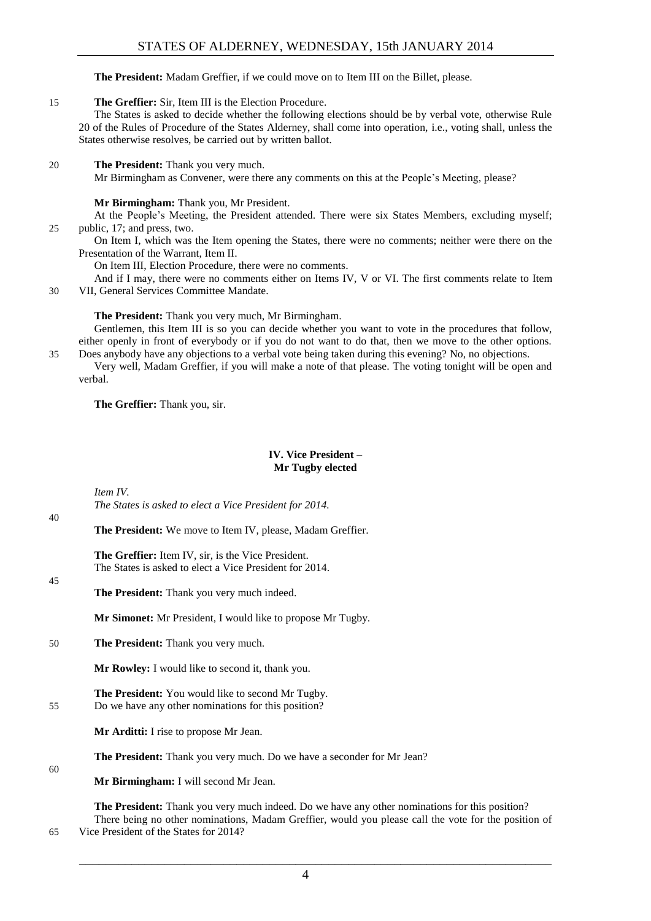**The President:** Madam Greffier, if we could move on to Item III on the Billet, please.

**The Greffier:** Sir, Item III is the Election Procedure.

The States is asked to decide whether the following elections should be by verbal vote, otherwise Rule 20 of the Rules of Procedure of the States Alderney, shall come into operation, i.e., voting shall, unless the States otherwise resolves, be carried out by written ballot.

**The President:** Thank you very much.

Mr Birmingham as Convener, were there any comments on this at the People's Meeting, please?

**Mr Birmingham:** Thank you, Mr President.

At the People's Meeting, the President attended. There were six States Members, excluding myself; public, 17; and press, two.

On Item I, which was the Item opening the States, there were no comments; neither were there on the Presentation of the Warrant, Item II.

On Item III, Election Procedure, there were no comments.

And if I may, there were no comments either on Items IV, V or VI. The first comments relate to Item VII, General Services Committee Mandate.

**The President:** Thank you very much, Mr Birmingham.

Gentlemen, this Item III is so you can decide whether you want to vote in the procedures that follow, either openly in front of everybody or if you do not want to do that, then we move to the other options. Does anybody have any objections to a verbal vote being taken during this evening? No, no objections.

Very well, Madam Greffier, if you will make a note of that please. The voting tonight will be open and verbal.

**The Greffier:** Thank you, sir.

## IV. Vice President – Mr Tugby elected

*Item IV.*
*The States is asked to elect a Vice President for 2014.*

**The President:** We move to Item IV, please, Madam Greffier.

**The Greffier:** Item IV, sir, is the Vice President.
The States is asked to elect a Vice President for 2014.

**The President:** Thank you very much indeed.

**Mr Simonet:** Mr President, I would like to propose Mr Tugby.

**The President:** Thank you very much.

**Mr Rowley:** I would like to second it, thank you.

**The President:** You would like to second Mr Tugby.
Do we have any other nominations for this position?

**Mr Arditti:** I rise to propose Mr Jean.

**The President:** Thank you very much. Do we have a seconder for Mr Jean?

**Mr Birmingham:** I will second Mr Jean.

**The President:** Thank you very much indeed. Do we have any other nominations for this position?

There being no other nominations, Madam Greffier, would you please call the vote for the position of Vice President of the States for 2014?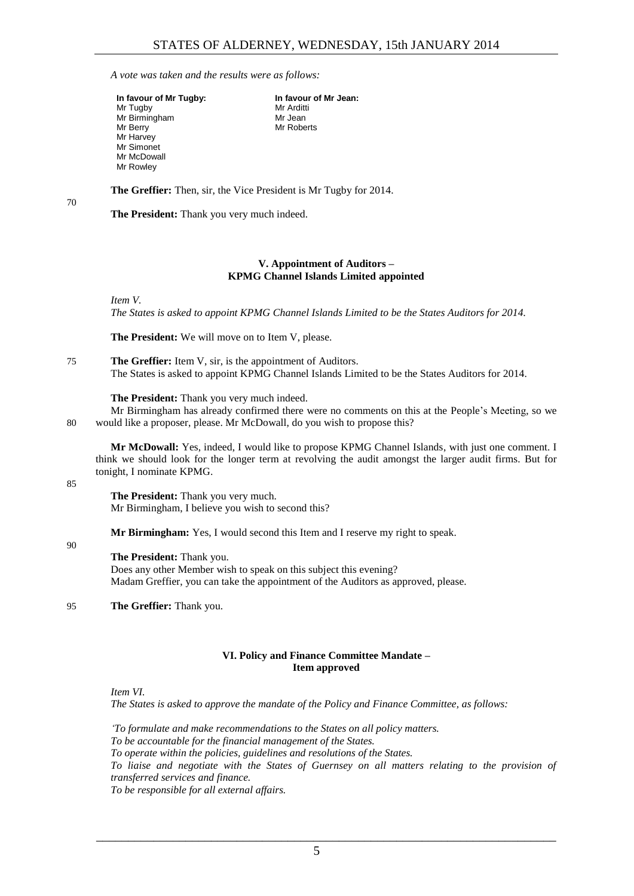*A vote was taken and the results were as follows:*

| **In favour of Mr Tugby:** | **In favour of Mr Jean:** |
|---|---|
| Mr Tugby | Mr Arditti |
| Mr Birmingham | Mr Jean |
| Mr Berry | Mr Roberts |
| Mr Harvey | |
| Mr Simonet | |
| Mr McDowall | |
| Mr Rowley | |

**The Greffier:** Then, sir, the Vice President is Mr Tugby for 2014.

**The President:** Thank you very much indeed.

### V. Appointment of Auditors – KPMG Channel Islands Limited appointed

*Item V.*
*The States is asked to appoint KPMG Channel Islands Limited to be the States Auditors for 2014.*

**The President:** We will move on to Item V, please.

**The Greffier:** Item V, sir, is the appointment of Auditors.
The States is asked to appoint KPMG Channel Islands Limited to be the States Auditors for 2014.

**The President:** Thank you very much indeed.
Mr Birmingham has already confirmed there were no comments on this at the People's Meeting, so we would like a proposer, please. Mr McDowall, do you wish to propose this?

**Mr McDowall:** Yes, indeed, I would like to propose KPMG Channel Islands, with just one comment. I think we should look for the longer term at revolving the audit amongst the larger audit firms. But for tonight, I nominate KPMG.

**The President:** Thank you very much.
Mr Birmingham, I believe you wish to second this?

**Mr Birmingham:** Yes, I would second this Item and I reserve my right to speak.

**The President:** Thank you.
Does any other Member wish to speak on this subject this evening?
Madam Greffier, you can take the appointment of the Auditors as approved, please.

**The Greffier:** Thank you.

### VI. Policy and Finance Committee Mandate – Item approved

*Item VI.*
*The States is asked to approve the mandate of the Policy and Finance Committee, as follows:*

*'To formulate and make recommendations to the States on all policy matters.*
*To be accountable for the financial management of the States.*
*To operate within the policies, guidelines and resolutions of the States.*
*To liaise and negotiate with the States of Guernsey on all matters relating to the provision of transferred services and finance.*
*To be responsible for all external affairs.*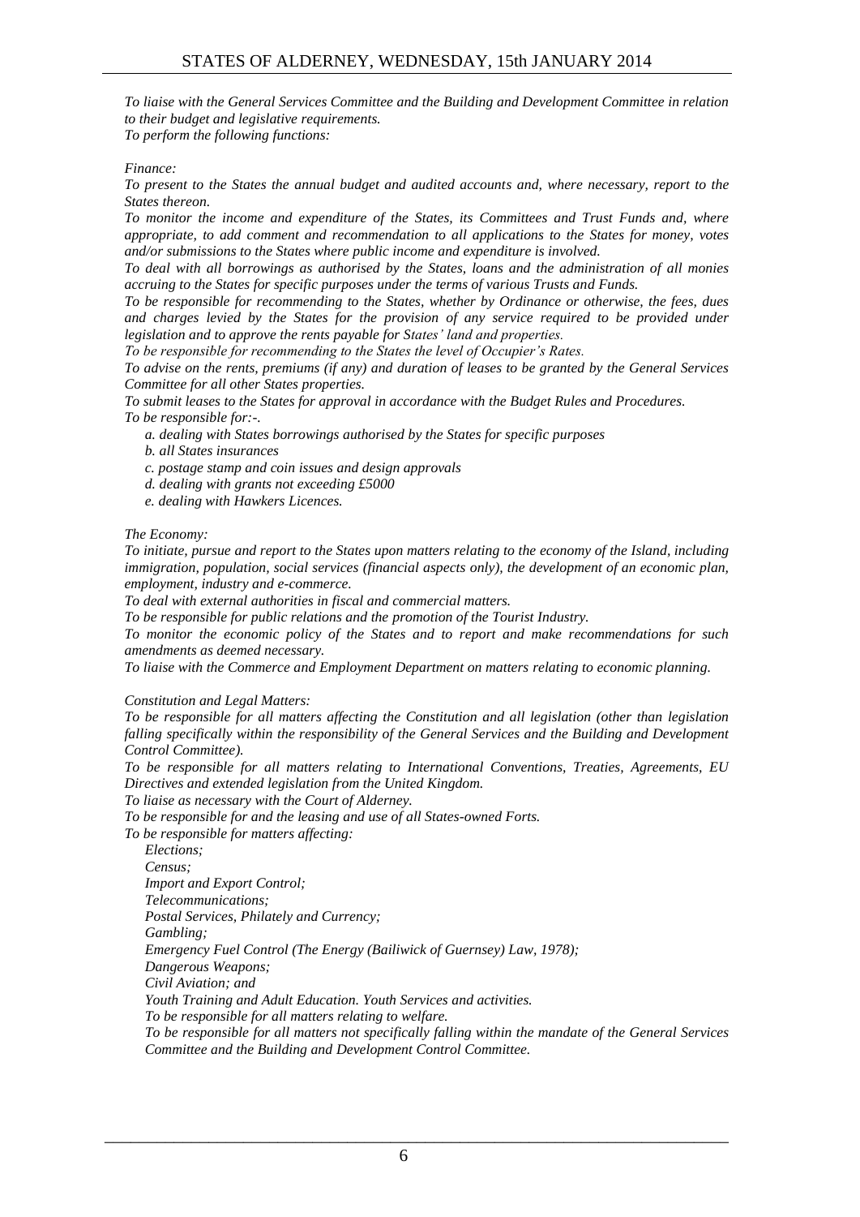*To liaise with the General Services Committee and the Building and Development Committee in relation to their budget and legislative requirements.*
*To perform the following functions:*

*Finance:*

*To present to the States the annual budget and audited accounts and, where necessary, report to the States thereon.*
*To monitor the income and expenditure of the States, its Committees and Trust Funds and, where appropriate, to add comment and recommendation to all applications to the States for money, votes and/or submissions to the States where public income and expenditure is involved.*
*To deal with all borrowings as authorised by the States, loans and the administration of all monies accruing to the States for specific purposes under the terms of various Trusts and Funds.*
*To be responsible for recommending to the States, whether by Ordinance or otherwise, the fees, dues and charges levied by the States for the provision of any service required to be provided under legislation and to approve the rents payable for States' land and properties.*
*To be responsible for recommending to the States the level of Occupier's Rates.*
*To advise on the rents, premiums (if any) and duration of leases to be granted by the General Services Committee for all other States properties.*
*To submit leases to the States for approval in accordance with the Budget Rules and Procedures.*
*To be responsible for:-.*

- *a. dealing with States borrowings authorised by the States for specific purposes*
- *b. all States insurances*
- *c. postage stamp and coin issues and design approvals*
- *d. dealing with grants not exceeding £5000*
- *e. dealing with Hawkers Licences.*

*The Economy:*

*To initiate, pursue and report to the States upon matters relating to the economy of the Island, including immigration, population, social services (financial aspects only), the development of an economic plan, employment, industry and e-commerce.*
*To deal with external authorities in fiscal and commercial matters.*
*To be responsible for public relations and the promotion of the Tourist Industry.*
*To monitor the economic policy of the States and to report and make recommendations for such amendments as deemed necessary.*
*To liaise with the Commerce and Employment Department on matters relating to economic planning.*

*Constitution and Legal Matters:*

*To be responsible for all matters affecting the Constitution and all legislation (other than legislation falling specifically within the responsibility of the General Services and the Building and Development Control Committee).*
*To be responsible for all matters relating to International Conventions, Treaties, Agreements, EU Directives and extended legislation from the United Kingdom.*
*To liaise as necessary with the Court of Alderney.*
*To be responsible for and the leasing and use of all States-owned Forts.*
*To be responsible for matters affecting:*

*Elections;*
*Census;*
*Import and Export Control;*
*Telecommunications;*
*Postal Services, Philately and Currency;*
*Gambling;*
*Emergency Fuel Control (The Energy (Bailiwick of Guernsey) Law, 1978);*
*Dangerous Weapons;*
*Civil Aviation; and*
*Youth Training and Adult Education. Youth Services and activities.*
*To be responsible for all matters relating to welfare.*
*To be responsible for all matters not specifically falling within the mandate of the General Services Committee and the Building and Development Control Committee.*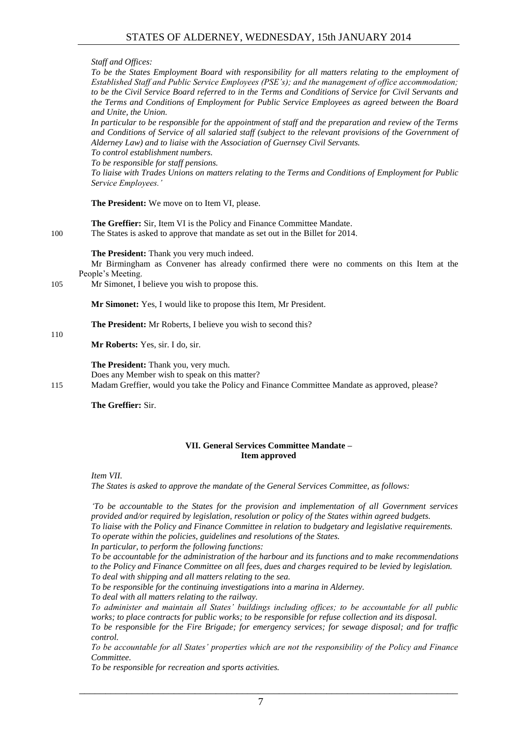*Staff and Offices:*

*To be the States Employment Board with responsibility for all matters relating to the employment of Established Staff and Public Service Employees (PSE's); and the management of office accommodation; to be the Civil Service Board referred to in the Terms and Conditions of Service for Civil Servants and the Terms and Conditions of Employment for Public Service Employees as agreed between the Board and Unite, the Union.*

*In particular to be responsible for the appointment of staff and the preparation and review of the Terms and Conditions of Service of all salaried staff (subject to the relevant provisions of the Government of Alderney Law) and to liaise with the Association of Guernsey Civil Servants.*

*To control establishment numbers.*

*To be responsible for staff pensions.*

*To liaise with Trades Unions on matters relating to the Terms and Conditions of Employment for Public Service Employees.'*

**The President:** We move on to Item VI, please.

**The Greffier:** Sir, Item VI is the Policy and Finance Committee Mandate.

100 The States is asked to approve that mandate as set out in the Billet for 2014.

**The President:** Thank you very much indeed.

Mr Birmingham as Convener has already confirmed there were no comments on this Item at the People's Meeting.

105 Mr Simonet, I believe you wish to propose this.

**Mr Simonet:** Yes, I would like to propose this Item, Mr President.

**The President:** Mr Roberts, I believe you wish to second this?

110

**Mr Roberts:** Yes, sir. I do, sir.

**The President:** Thank you, very much.

Does any Member wish to speak on this matter?

115 Madam Greffier, would you take the Policy and Finance Committee Mandate as approved, please?

**The Greffier:** Sir.

## VII. General Services Committee Mandate – Item approved

*Item VII.*

*The States is asked to approve the mandate of the General Services Committee, as follows:*

*'To be accountable to the States for the provision and implementation of all Government services provided and/or required by legislation, resolution or policy of the States within agreed budgets.*

*To liaise with the Policy and Finance Committee in relation to budgetary and legislative requirements.*

*To operate within the policies, guidelines and resolutions of the States.*

*In particular, to perform the following functions:*

*To be accountable for the administration of the harbour and its functions and to make recommendations to the Policy and Finance Committee on all fees, dues and charges required to be levied by legislation.*

*To deal with shipping and all matters relating to the sea.*

*To be responsible for the continuing investigations into a marina in Alderney.*

*To deal with all matters relating to the railway.*

*To administer and maintain all States' buildings including offices; to be accountable for all public works; to place contracts for public works; to be responsible for refuse collection and its disposal.*

*To be responsible for the Fire Brigade; for emergency services; for sewage disposal; and for traffic control.*

*To be accountable for all States' properties which are not the responsibility of the Policy and Finance Committee.*

*To be responsible for recreation and sports activities.*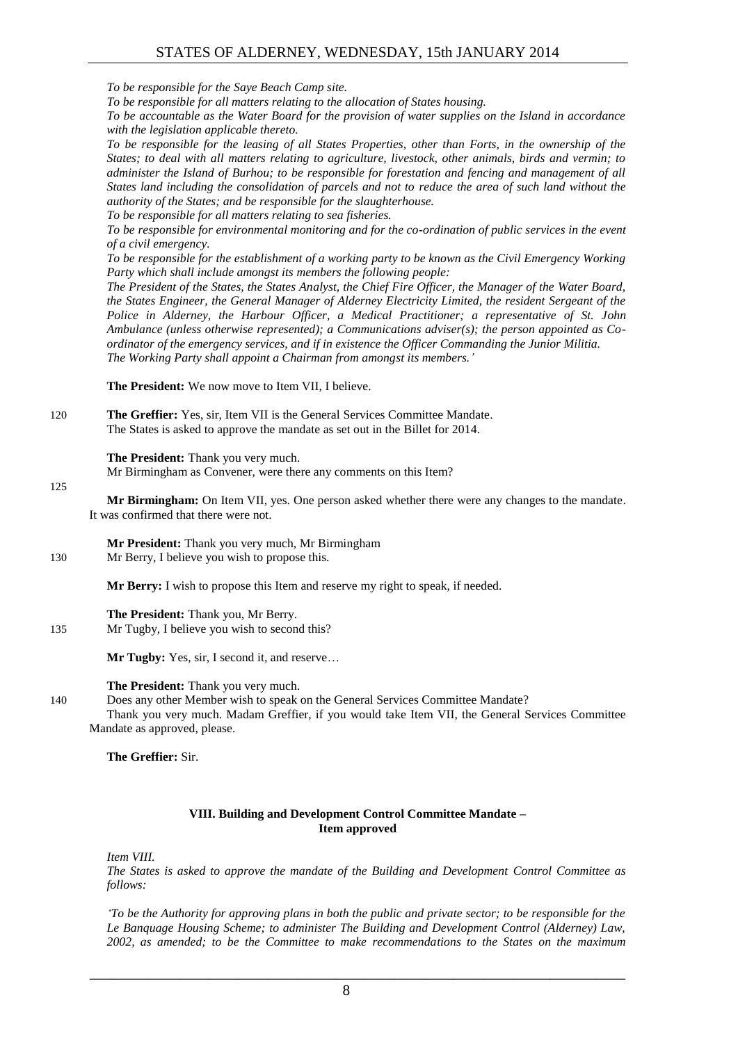*To be responsible for the Saye Beach Camp site.*

*To be responsible for all matters relating to the allocation of States housing.*

*To be accountable as the Water Board for the provision of water supplies on the Island in accordance with the legislation applicable thereto.*

*To be responsible for the leasing of all States Properties, other than Forts, in the ownership of the States; to deal with all matters relating to agriculture, livestock, other animals, birds and vermin; to administer the Island of Burhou; to be responsible for forestation and fencing and management of all States land including the consolidation of parcels and not to reduce the area of such land without the authority of the States; and be responsible for the slaughterhouse.*

*To be responsible for all matters relating to sea fisheries.*

*To be responsible for environmental monitoring and for the co-ordination of public services in the event of a civil emergency.*

*To be responsible for the establishment of a working party to be known as the Civil Emergency Working Party which shall include amongst its members the following people:*

*The President of the States, the States Analyst, the Chief Fire Officer, the Manager of the Water Board, the States Engineer, the General Manager of Alderney Electricity Limited, the resident Sergeant of the Police in Alderney, the Harbour Officer, a Medical Practitioner; a representative of St. John Ambulance (unless otherwise represented); a Communications adviser(s); the person appointed as Co-ordinator of the emergency services, and if in existence the Officer Commanding the Junior Militia.*

*The Working Party shall appoint a Chairman from amongst its members.'*

**The President:** We now move to Item VII, I believe.

**The Greffier:** Yes, sir, Item VII is the General Services Committee Mandate.
The States is asked to approve the mandate as set out in the Billet for 2014.

**The President:** Thank you very much.
Mr Birmingham as Convener, were there any comments on this Item?

**Mr Birmingham:** On Item VII, yes. One person asked whether there were any changes to the mandate. It was confirmed that there were not.

**Mr President:** Thank you very much, Mr Birmingham
Mr Berry, I believe you wish to propose this.

**Mr Berry:** I wish to propose this Item and reserve my right to speak, if needed.

**The President:** Thank you, Mr Berry.
Mr Tugby, I believe you wish to second this?

**Mr Tugby:** Yes, sir, I second it, and reserve…

**The President:** Thank you very much.
Does any other Member wish to speak on the General Services Committee Mandate?
Thank you very much. Madam Greffier, if you would take Item VII, the General Services Committee Mandate as approved, please.

**The Greffier:** Sir.

## VIII. Building and Development Control Committee Mandate – Item approved

*Item VIII.*

*The States is asked to approve the mandate of the Building and Development Control Committee as follows:*

*'To be the Authority for approving plans in both the public and private sector; to be responsible for the Le Banquage Housing Scheme; to administer The Building and Development Control (Alderney) Law, 2002, as amended; to be the Committee to make recommendations to the States on the maximum*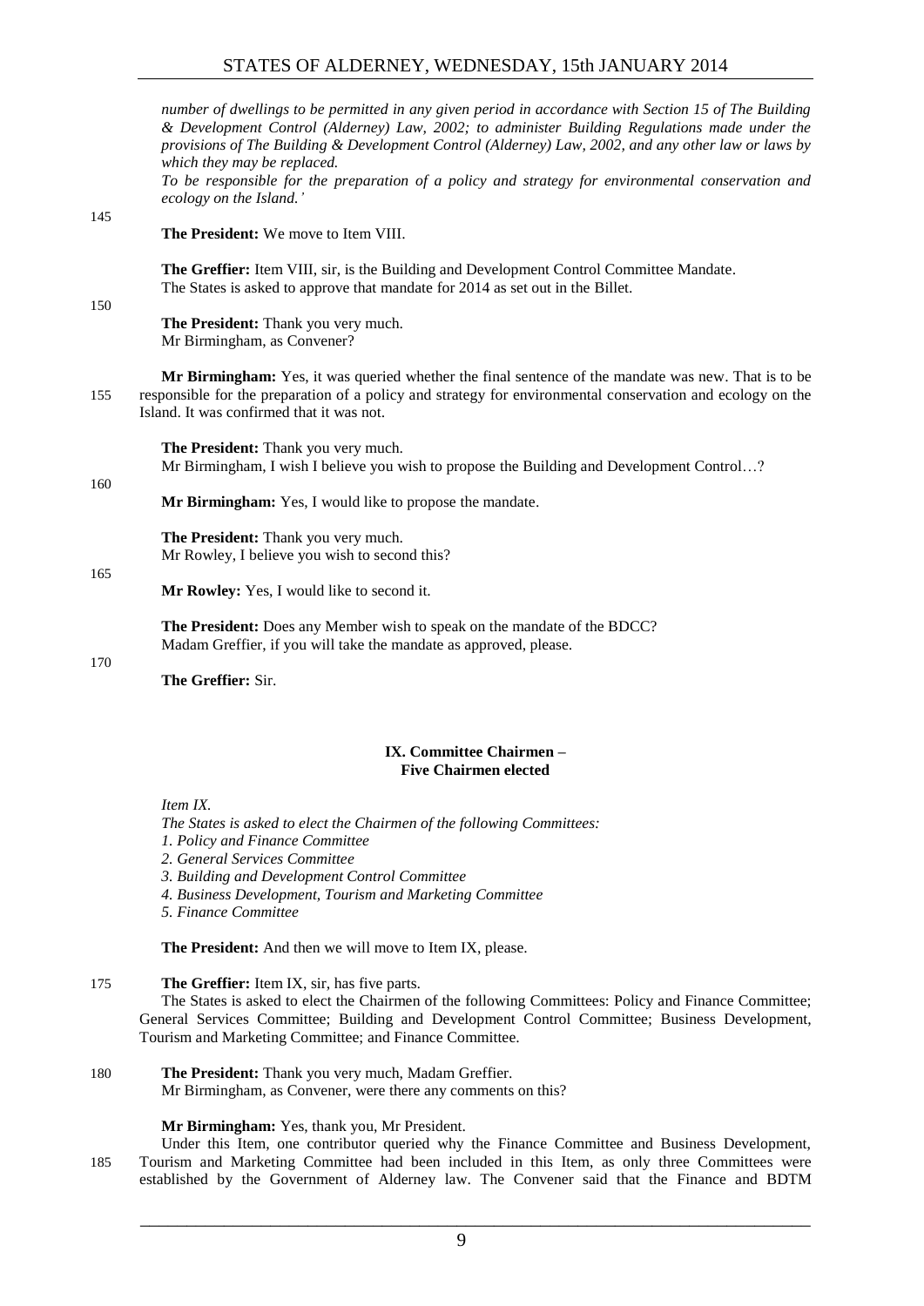*number of dwellings to be permitted in any given period in accordance with Section 15 of The Building & Development Control (Alderney) Law, 2002; to administer Building Regulations made under the provisions of The Building & Development Control (Alderney) Law, 2002, and any other law or laws by which they may be replaced.*

*To be responsible for the preparation of a policy and strategy for environmental conservation and ecology on the Island.'*

**The President:** We move to Item VIII.

**The Greffier:** Item VIII, sir, is the Building and Development Control Committee Mandate.

The States is asked to approve that mandate for 2014 as set out in the Billet.

**The President:** Thank you very much.

Mr Birmingham, as Convener?

**Mr Birmingham:** Yes, it was queried whether the final sentence of the mandate was new. That is to be responsible for the preparation of a policy and strategy for environmental conservation and ecology on the Island. It was confirmed that it was not.

**The President:** Thank you very much.

Mr Birmingham, I wish I believe you wish to propose the Building and Development Control…?

**Mr Birmingham:** Yes, I would like to propose the mandate.

**The President:** Thank you very much.

Mr Rowley, I believe you wish to second this?

**Mr Rowley:** Yes, I would like to second it.

**The President:** Does any Member wish to speak on the mandate of the BDCC?

Madam Greffier, if you will take the mandate as approved, please.

**The Greffier:** Sir.

## IX. Committee Chairmen – Five Chairmen elected

*Item IX.*

*The States is asked to elect the Chairmen of the following Committees:*

*1. Policy and Finance Committee*

*2. General Services Committee*

*3. Building and Development Control Committee*

*4. Business Development, Tourism and Marketing Committee*

*5. Finance Committee*

**The President:** And then we will move to Item IX, please.

**The Greffier:** Item IX, sir, has five parts.

The States is asked to elect the Chairmen of the following Committees: Policy and Finance Committee; General Services Committee; Building and Development Control Committee; Business Development, Tourism and Marketing Committee; and Finance Committee.

**The President:** Thank you very much, Madam Greffier.

Mr Birmingham, as Convener, were there any comments on this?

**Mr Birmingham:** Yes, thank you, Mr President.

Under this Item, one contributor queried why the Finance Committee and Business Development, Tourism and Marketing Committee had been included in this Item, as only three Committees were established by the Government of Alderney law. The Convener said that the Finance and BDTM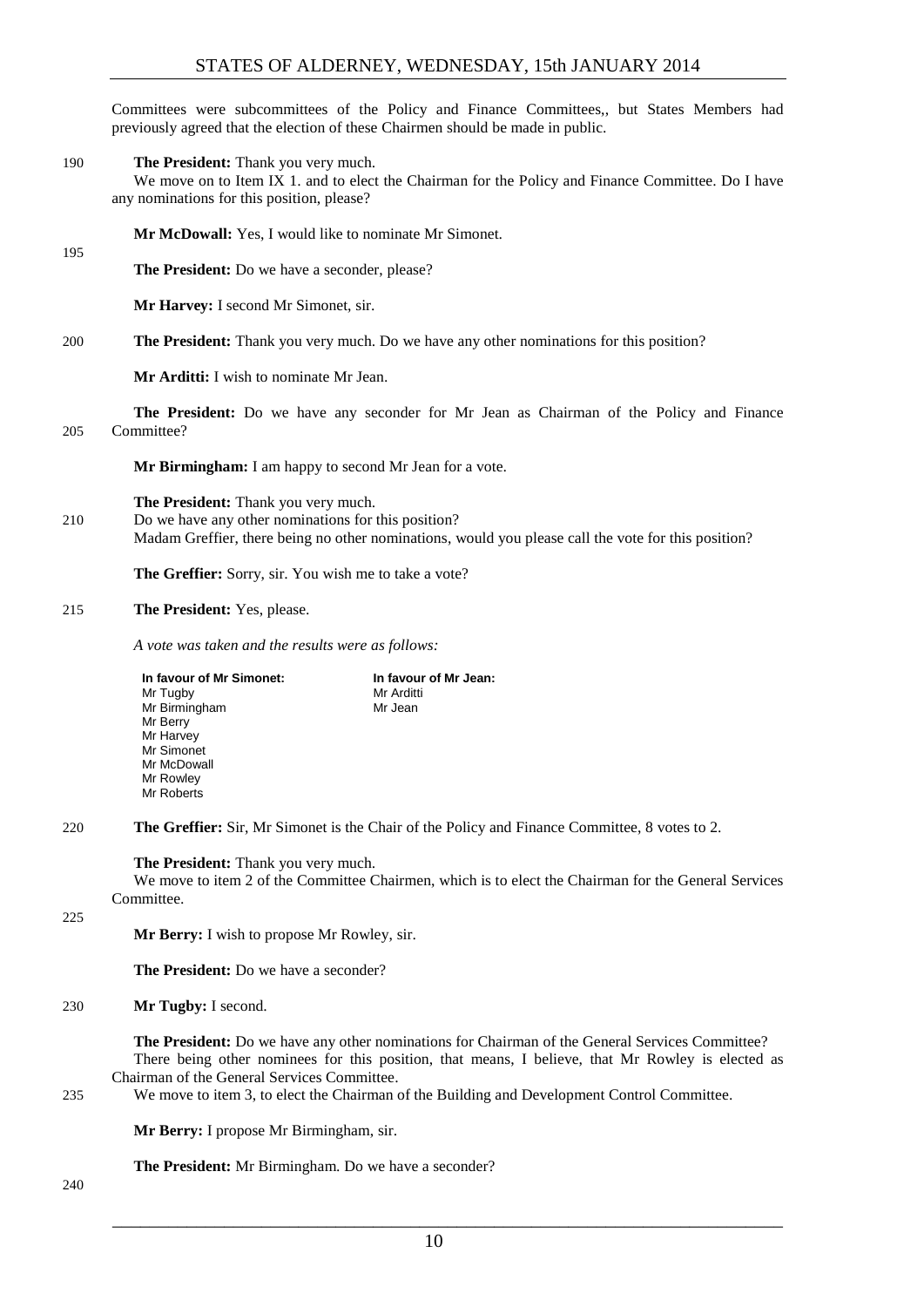Committees were subcommittees of the Policy and Finance Committees,, but States Members had previously agreed that the election of these Chairmen should be made in public.

190 **The President:** Thank you very much.

We move on to Item IX 1. and to elect the Chairman for the Policy and Finance Committee. Do I have any nominations for this position, please?

**Mr McDowall:** Yes, I would like to nominate Mr Simonet.

195

**The President:** Do we have a seconder, please?

**Mr Harvey:** I second Mr Simonet, sir.

200 **The President:** Thank you very much. Do we have any other nominations for this position?

**Mr Arditti:** I wish to nominate Mr Jean.

**The President:** Do we have any seconder for Mr Jean as Chairman of the Policy and Finance

205 Committee?

**Mr Birmingham:** I am happy to second Mr Jean for a vote.

**The President:** Thank you very much.

210 Do we have any other nominations for this position?

Madam Greffier, there being no other nominations, would you please call the vote for this position?

**The Greffier:** Sorry, sir. You wish me to take a vote?

215 **The President:** Yes, please.

*A vote was taken and the results were as follows:*

| **In favour of Mr Simonet:** | **In favour of Mr Jean:** |
|---|---|
| Mr Tugby | Mr Arditti |
| Mr Birmingham | Mr Jean |
| Mr Berry | |
| Mr Harvey | |
| Mr Simonet | |
| Mr McDowall | |
| Mr Rowley | |
| Mr Roberts | |

220 **The Greffier:** Sir, Mr Simonet is the Chair of the Policy and Finance Committee, 8 votes to 2.

**The President:** Thank you very much.

We move to item 2 of the Committee Chairmen, which is to elect the Chairman for the General Services Committee.

225

**Mr Berry:** I wish to propose Mr Rowley, sir.

**The President:** Do we have a seconder?

230 **Mr Tugby:** I second.

**The President:** Do we have any other nominations for Chairman of the General Services Committee?

There being other nominees for this position, that means, I believe, that Mr Rowley is elected as Chairman of the General Services Committee.

235 We move to item 3, to elect the Chairman of the Building and Development Control Committee.

**Mr Berry:** I propose Mr Birmingham, sir.

**The President:** Mr Birmingham. Do we have a seconder?

240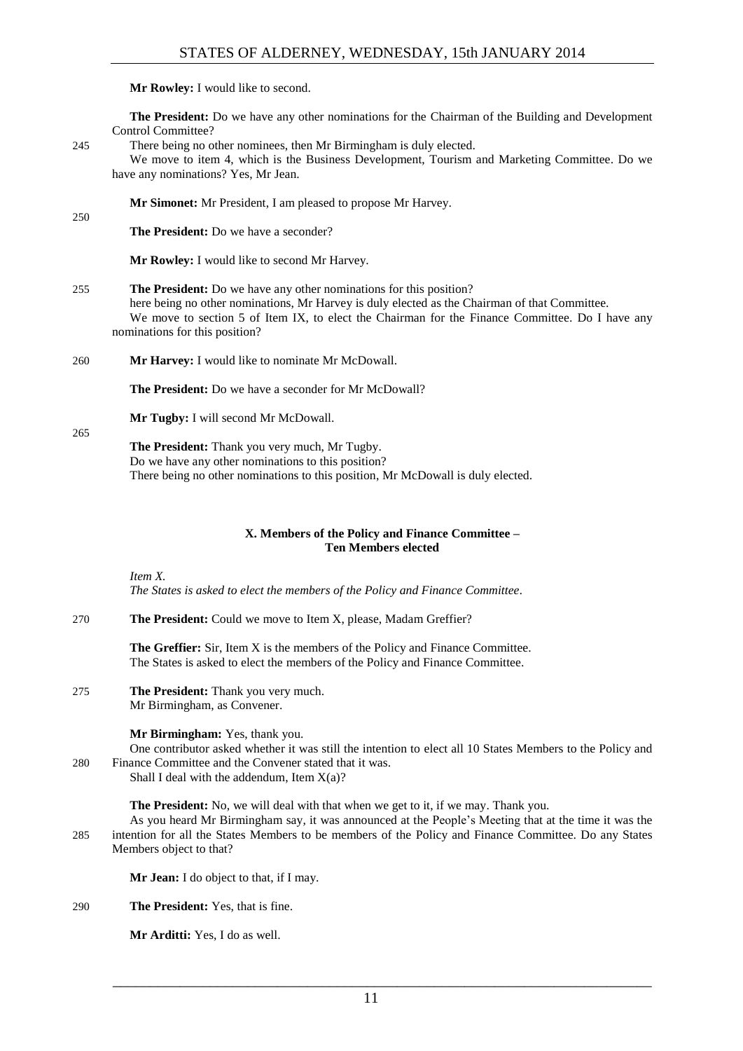**Mr Rowley:** I would like to second.

**The President:** Do we have any other nominations for the Chairman of the Building and Development Control Committee?

There being no other nominees, then Mr Birmingham is duly elected.

We move to item 4, which is the Business Development, Tourism and Marketing Committee. Do we have any nominations? Yes, Mr Jean.

**Mr Simonet:** Mr President, I am pleased to propose Mr Harvey.

**The President:** Do we have a seconder?

**Mr Rowley:** I would like to second Mr Harvey.

**The President:** Do we have any other nominations for this position?

here being no other nominations, Mr Harvey is duly elected as the Chairman of that Committee.

We move to section 5 of Item IX, to elect the Chairman for the Finance Committee. Do I have any nominations for this position?

**Mr Harvey:** I would like to nominate Mr McDowall.

**The President:** Do we have a seconder for Mr McDowall?

**Mr Tugby:** I will second Mr McDowall.

**The President:** Thank you very much, Mr Tugby.

Do we have any other nominations to this position?

There being no other nominations to this position, Mr McDowall is duly elected.

## X. Members of the Policy and Finance Committee – Ten Members elected

*Item X.*

*The States is asked to elect the members of the Policy and Finance Committee.*

**The President:** Could we move to Item X, please, Madam Greffier?

**The Greffier:** Sir, Item X is the members of the Policy and Finance Committee.

The States is asked to elect the members of the Policy and Finance Committee.

**The President:** Thank you very much.

Mr Birmingham, as Convener.

**Mr Birmingham:** Yes, thank you.

One contributor asked whether it was still the intention to elect all 10 States Members to the Policy and Finance Committee and the Convener stated that it was.

Shall I deal with the addendum, Item X(a)?

**The President:** No, we will deal with that when we get to it, if we may. Thank you.

As you heard Mr Birmingham say, it was announced at the People's Meeting that at the time it was the intention for all the States Members to be members of the Policy and Finance Committee. Do any States Members object to that?

**Mr Jean:** I do object to that, if I may.

**The President:** Yes, that is fine.

**Mr Arditti:** Yes, I do as well.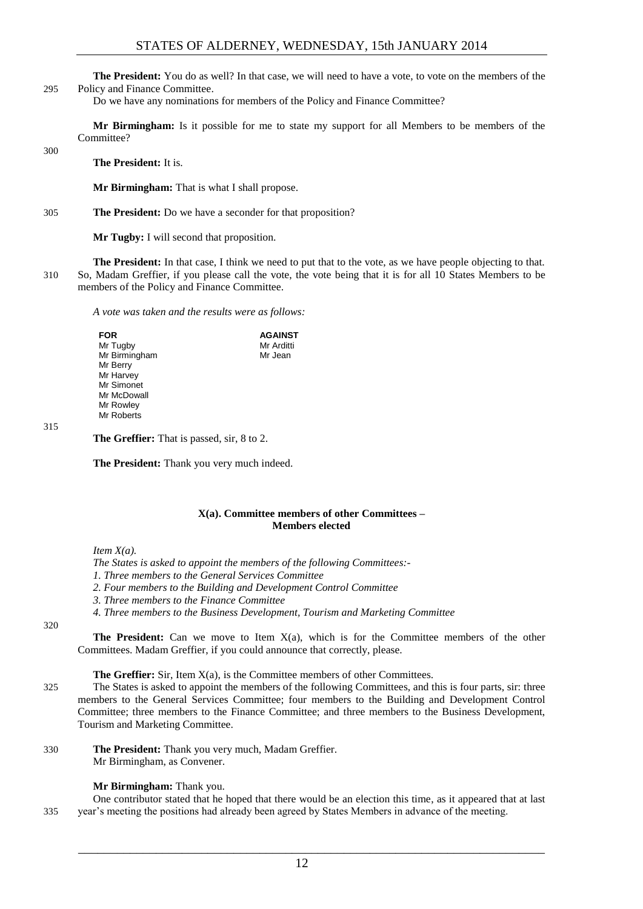**The President:** You do as well? In that case, we will need to have a vote, to vote on the members of the Policy and Finance Committee.

Do we have any nominations for members of the Policy and Finance Committee?

**Mr Birmingham:** Is it possible for me to state my support for all Members to be members of the Committee?

**The President:** It is.

**Mr Birmingham:** That is what I shall propose.

**The President:** Do we have a seconder for that proposition?

**Mr Tugby:** I will second that proposition.

**The President:** In that case, I think we need to put that to the vote, as we have people objecting to that. So, Madam Greffier, if you please call the vote, the vote being that it is for all 10 States Members to be members of the Policy and Finance Committee.

*A vote was taken and the results were as follows:*

| FOR | AGAINST |
|---|---|
| Mr Tugby | Mr Arditti |
| Mr Birmingham | Mr Jean |
| Mr Berry | |
| Mr Harvey | |
| Mr Simonet | |
| Mr McDowall | |
| Mr Rowley | |
| Mr Roberts | |

**The Greffier:** That is passed, sir, 8 to 2.

**The President:** Thank you very much indeed.

### X(a). Committee members of other Committees – Members elected

*Item X(a).*

*The States is asked to appoint the members of the following Committees:-*

*1. Three members to the General Services Committee*

*2. Four members to the Building and Development Control Committee*

*3. Three members to the Finance Committee*

*4. Three members to the Business Development, Tourism and Marketing Committee*

**The President:** Can we move to Item X(a), which is for the Committee members of the other Committees. Madam Greffier, if you could announce that correctly, please.

**The Greffier:** Sir, Item X(a), is the Committee members of other Committees.

The States is asked to appoint the members of the following Committees, and this is four parts, sir: three members to the General Services Committee; four members to the Building and Development Control Committee; three members to the Finance Committee; and three members to the Business Development, Tourism and Marketing Committee.

**The President:** Thank you very much, Madam Greffier.

Mr Birmingham, as Convener.

**Mr Birmingham:** Thank you.

One contributor stated that he hoped that there would be an election this time, as it appeared that at last year's meeting the positions had already been agreed by States Members in advance of the meeting.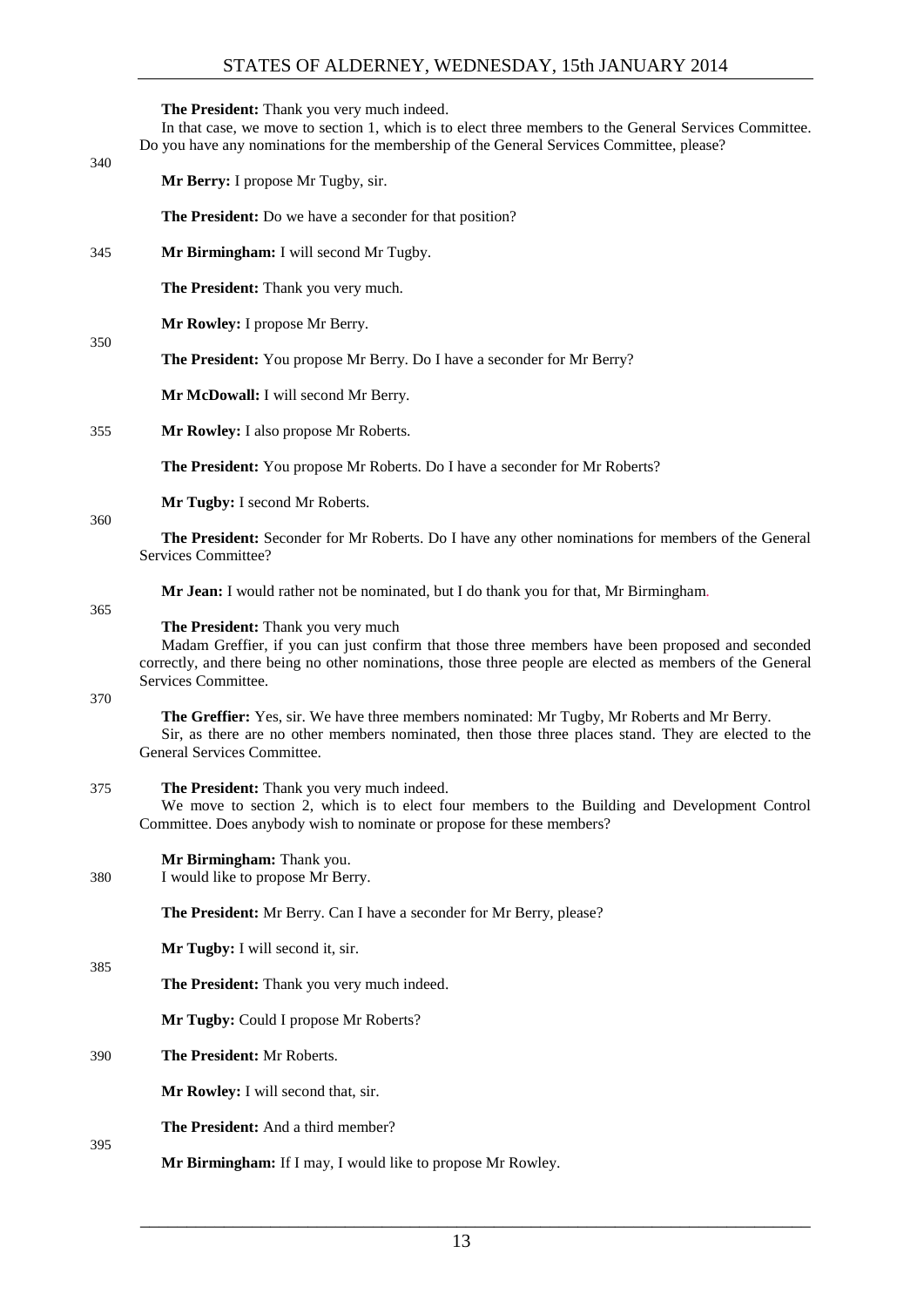**The President:** Thank you very much indeed.

In that case, we move to section 1, which is to elect three members to the General Services Committee. Do you have any nominations for the membership of the General Services Committee, please?

**Mr Berry:** I propose Mr Tugby, sir.

**The President:** Do we have a seconder for that position?

**Mr Birmingham:** I will second Mr Tugby.

**The President:** Thank you very much.

**Mr Rowley:** I propose Mr Berry.

**The President:** You propose Mr Berry. Do I have a seconder for Mr Berry?

**Mr McDowall:** I will second Mr Berry.

**Mr Rowley:** I also propose Mr Roberts.

**The President:** You propose Mr Roberts. Do I have a seconder for Mr Roberts?

**Mr Tugby:** I second Mr Roberts.

**The President:** Seconder for Mr Roberts. Do I have any other nominations for members of the General Services Committee?

**Mr Jean:** I would rather not be nominated, but I do thank you for that, Mr Birmingham.

**The President:** Thank you very much

Madam Greffier, if you can just confirm that those three members have been proposed and seconded correctly, and there being no other nominations, those three people are elected as members of the General Services Committee.

**The Greffier:** Yes, sir. We have three members nominated: Mr Tugby, Mr Roberts and Mr Berry.

Sir, as there are no other members nominated, then those three places stand. They are elected to the General Services Committee.

**The President:** Thank you very much indeed.

We move to section 2, which is to elect four members to the Building and Development Control Committee. Does anybody wish to nominate or propose for these members?

**Mr Birmingham:** Thank you.

I would like to propose Mr Berry.

**The President:** Mr Berry. Can I have a seconder for Mr Berry, please?

**Mr Tugby:** I will second it, sir.

**The President:** Thank you very much indeed.

**Mr Tugby:** Could I propose Mr Roberts?

**The President:** Mr Roberts.

**Mr Rowley:** I will second that, sir.

**The President:** And a third member?

**Mr Birmingham:** If I may, I would like to propose Mr Rowley.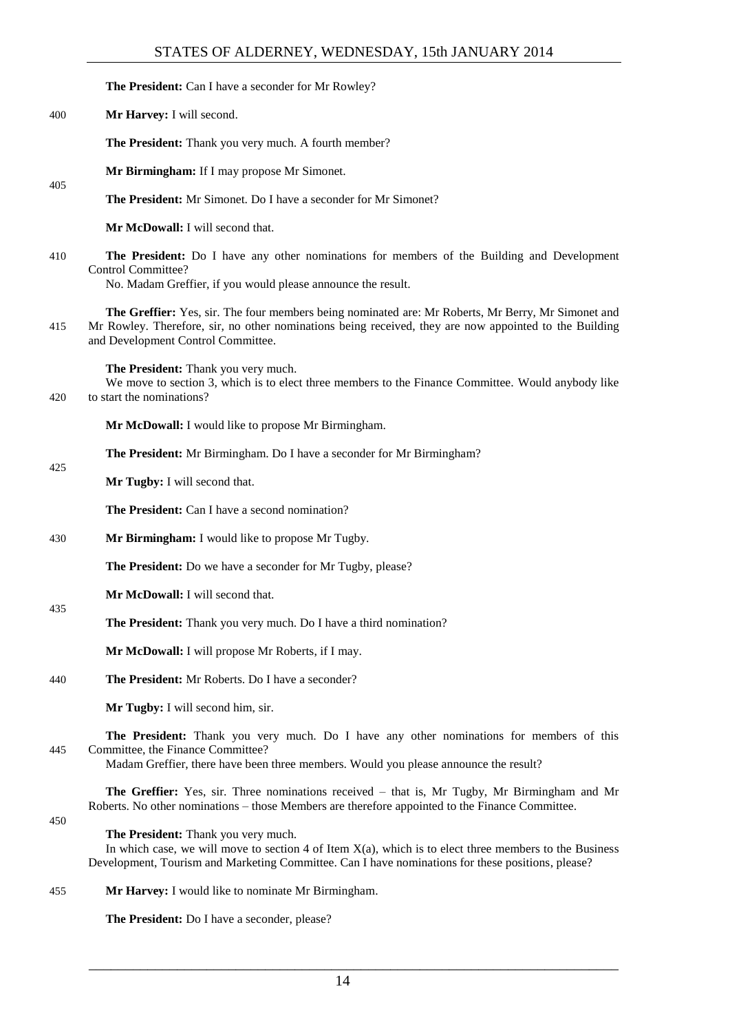**The President:** Can I have a seconder for Mr Rowley?

**Mr Harvey:** I will second.

**The President:** Thank you very much. A fourth member?

**Mr Birmingham:** If I may propose Mr Simonet.

**The President:** Mr Simonet. Do I have a seconder for Mr Simonet?

**Mr McDowall:** I will second that.

**The President:** Do I have any other nominations for members of the Building and Development Control Committee?

No. Madam Greffier, if you would please announce the result.

**The Greffier:** Yes, sir. The four members being nominated are: Mr Roberts, Mr Berry, Mr Simonet and Mr Rowley. Therefore, sir, no other nominations being received, they are now appointed to the Building and Development Control Committee.

**The President:** Thank you very much.

We move to section 3, which is to elect three members to the Finance Committee. Would anybody like to start the nominations?

**Mr McDowall:** I would like to propose Mr Birmingham.

**The President:** Mr Birmingham. Do I have a seconder for Mr Birmingham?

**Mr Tugby:** I will second that.

**The President:** Can I have a second nomination?

**Mr Birmingham:** I would like to propose Mr Tugby.

**The President:** Do we have a seconder for Mr Tugby, please?

**Mr McDowall:** I will second that.

**The President:** Thank you very much. Do I have a third nomination?

**Mr McDowall:** I will propose Mr Roberts, if I may.

**The President:** Mr Roberts. Do I have a seconder?

**Mr Tugby:** I will second him, sir.

**The President:** Thank you very much. Do I have any other nominations for members of this Committee, the Finance Committee?

Madam Greffier, there have been three members. Would you please announce the result?

**The Greffier:** Yes, sir. Three nominations received – that is, Mr Tugby, Mr Birmingham and Mr Roberts. No other nominations – those Members are therefore appointed to the Finance Committee.

**The President:** Thank you very much.

In which case, we will move to section 4 of Item X(a), which is to elect three members to the Business Development, Tourism and Marketing Committee. Can I have nominations for these positions, please?

**Mr Harvey:** I would like to nominate Mr Birmingham.

**The President:** Do I have a seconder, please?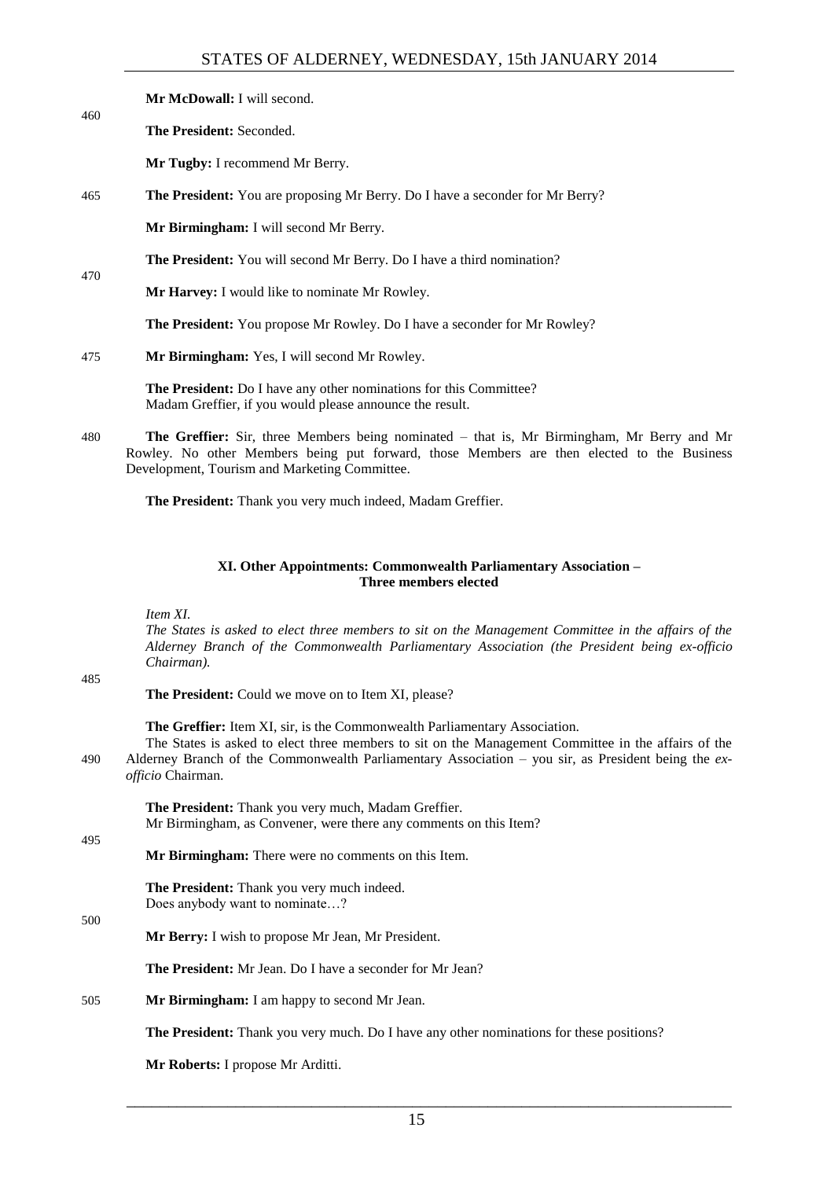**Mr McDowall:** I will second.

**The President:** Seconded.

**Mr Tugby:** I recommend Mr Berry.

**The President:** You are proposing Mr Berry. Do I have a seconder for Mr Berry?

**Mr Birmingham:** I will second Mr Berry.

**The President:** You will second Mr Berry. Do I have a third nomination?

**Mr Harvey:** I would like to nominate Mr Rowley.

**The President:** You propose Mr Rowley. Do I have a seconder for Mr Rowley?

**Mr Birmingham:** Yes, I will second Mr Rowley.

**The President:** Do I have any other nominations for this Committee?
Madam Greffier, if you would please announce the result.

**The Greffier:** Sir, three Members being nominated – that is, Mr Birmingham, Mr Berry and Mr Rowley. No other Members being put forward, those Members are then elected to the Business Development, Tourism and Marketing Committee.

**The President:** Thank you very much indeed, Madam Greffier.

### XI. Other Appointments: Commonwealth Parliamentary Association – Three members elected

*Item XI.*
*The States is asked to elect three members to sit on the Management Committee in the affairs of the Alderney Branch of the Commonwealth Parliamentary Association (the President being ex-officio Chairman).*

**The President:** Could we move on to Item XI, please?

**The Greffier:** Item XI, sir, is the Commonwealth Parliamentary Association.
The States is asked to elect three members to sit on the Management Committee in the affairs of the Alderney Branch of the Commonwealth Parliamentary Association – you sir, as President being the *ex-officio* Chairman.

**The President:** Thank you very much, Madam Greffier.
Mr Birmingham, as Convener, were there any comments on this Item?

**Mr Birmingham:** There were no comments on this Item.

**The President:** Thank you very much indeed.
Does anybody want to nominate…?

**Mr Berry:** I wish to propose Mr Jean, Mr President.

**The President:** Mr Jean. Do I have a seconder for Mr Jean?

**Mr Birmingham:** I am happy to second Mr Jean.

**The President:** Thank you very much. Do I have any other nominations for these positions?

**Mr Roberts:** I propose Mr Arditti.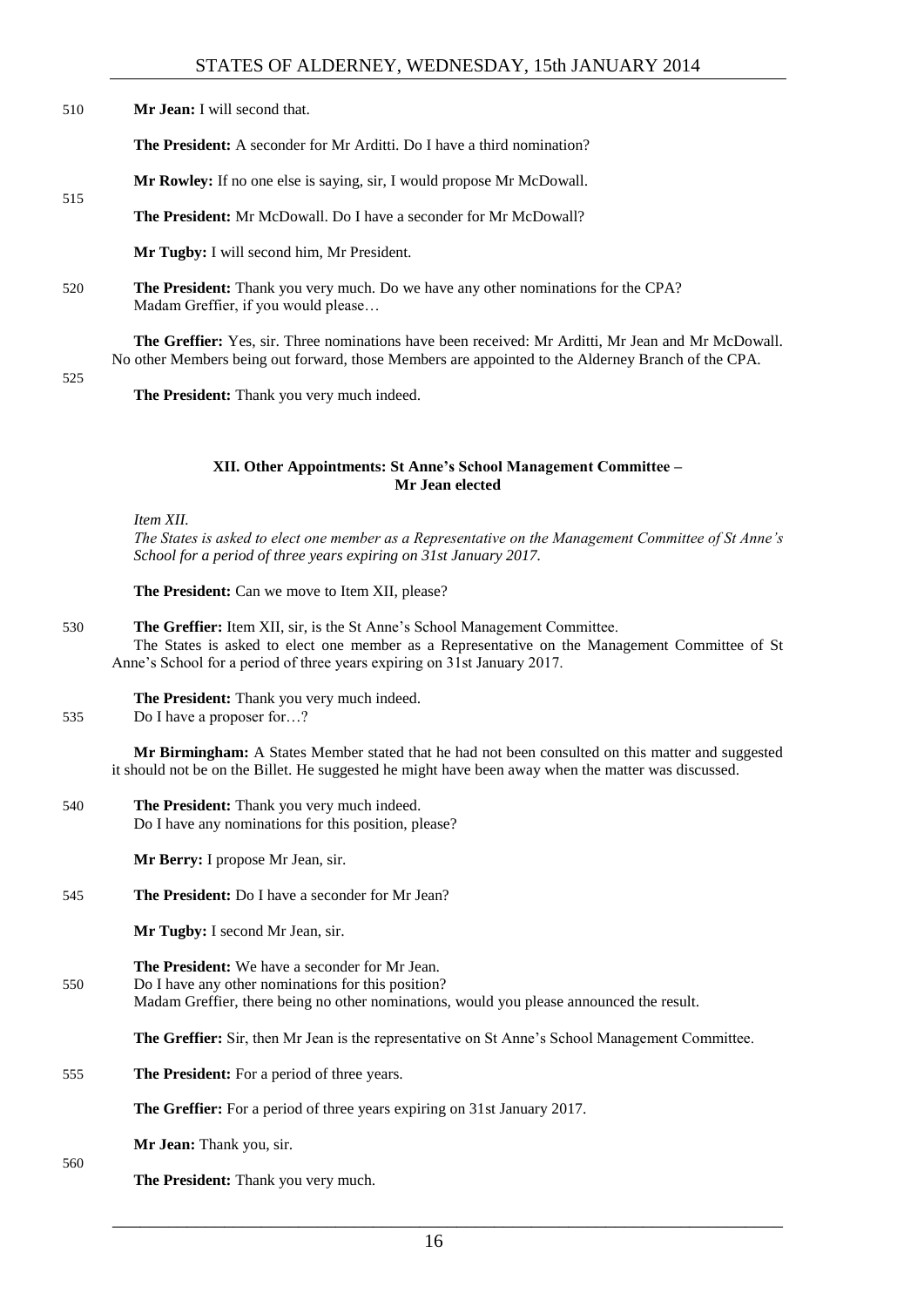**Mr Jean:** I will second that.

**The President:** A seconder for Mr Arditti. Do I have a third nomination?

**Mr Rowley:** If no one else is saying, sir, I would propose Mr McDowall.

**The President:** Mr McDowall. Do I have a seconder for Mr McDowall?

**Mr Tugby:** I will second him, Mr President.

**The President:** Thank you very much. Do we have any other nominations for the CPA?
Madam Greffier, if you would please…

**The Greffier:** Yes, sir. Three nominations have been received: Mr Arditti, Mr Jean and Mr McDowall. No other Members being out forward, those Members are appointed to the Alderney Branch of the CPA.

**The President:** Thank you very much indeed.

### XII. Other Appointments: St Anne's School Management Committee – Mr Jean elected

*Item XII.*
*The States is asked to elect one member as a Representative on the Management Committee of St Anne's School for a period of three years expiring on 31st January 2017.*

**The President:** Can we move to Item XII, please?

**The Greffier:** Item XII, sir, is the St Anne's School Management Committee.
The States is asked to elect one member as a Representative on the Management Committee of St Anne's School for a period of three years expiring on 31st January 2017.

**The President:** Thank you very much indeed.
Do I have a proposer for…?

**Mr Birmingham:** A States Member stated that he had not been consulted on this matter and suggested it should not be on the Billet. He suggested he might have been away when the matter was discussed.

**The President:** Thank you very much indeed.
Do I have any nominations for this position, please?

**Mr Berry:** I propose Mr Jean, sir.

**The President:** Do I have a seconder for Mr Jean?

**Mr Tugby:** I second Mr Jean, sir.

**The President:** We have a seconder for Mr Jean.
Do I have any other nominations for this position?
Madam Greffier, there being no other nominations, would you please announced the result.

**The Greffier:** Sir, then Mr Jean is the representative on St Anne's School Management Committee.

**The President:** For a period of three years.

**The Greffier:** For a period of three years expiring on 31st January 2017.

**Mr Jean:** Thank you, sir.

**The President:** Thank you very much.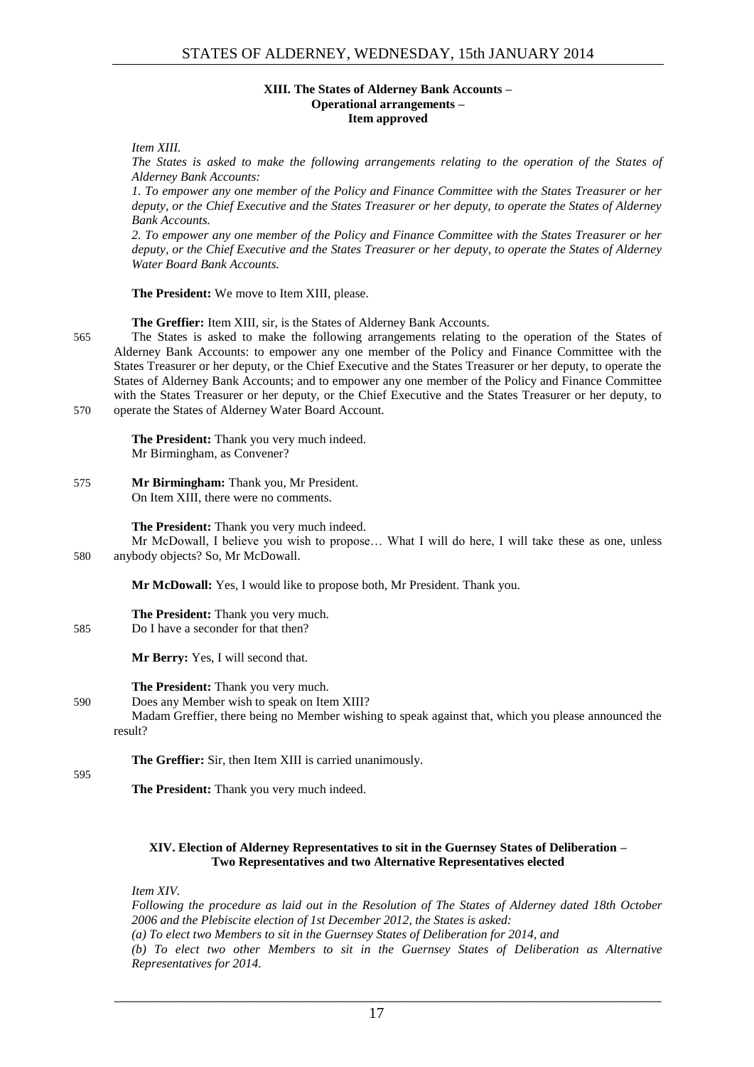### XIII. The States of Alderney Bank Accounts – Operational arrangements – Item approved

*Item XIII.*

*The States is asked to make the following arrangements relating to the operation of the States of Alderney Bank Accounts:*

*1. To empower any one member of the Policy and Finance Committee with the States Treasurer or her deputy, or the Chief Executive and the States Treasurer or her deputy, to operate the States of Alderney Bank Accounts.*

*2. To empower any one member of the Policy and Finance Committee with the States Treasurer or her deputy, or the Chief Executive and the States Treasurer or her deputy, to operate the States of Alderney Water Board Bank Accounts.*

**The President:** We move to Item XIII, please.

**The Greffier:** Item XIII, sir, is the States of Alderney Bank Accounts.

565 The States is asked to make the following arrangements relating to the operation of the States of Alderney Bank Accounts: to empower any one member of the Policy and Finance Committee with the States Treasurer or her deputy, or the Chief Executive and the States Treasurer or her deputy, to operate the States of Alderney Bank Accounts; and to empower any one member of the Policy and Finance Committee with the States Treasurer or her deputy, or the Chief Executive and the States Treasurer or her deputy, to 570 operate the States of Alderney Water Board Account.

**The President:** Thank you very much indeed.
Mr Birmingham, as Convener?

575 **Mr Birmingham:** Thank you, Mr President.
On Item XIII, there were no comments.

**The President:** Thank you very much indeed.
Mr McDowall, I believe you wish to propose… What I will do here, I will take these as one, unless 580 anybody objects? So, Mr McDowall.

**Mr McDowall:** Yes, I would like to propose both, Mr President. Thank you.

**The President:** Thank you very much.
585 Do I have a seconder for that then?

**Mr Berry:** Yes, I will second that.

**The President:** Thank you very much.
590 Does any Member wish to speak on Item XIII?
Madam Greffier, there being no Member wishing to speak against that, which you please announced the result?

**The Greffier:** Sir, then Item XIII is carried unanimously.

595

**The President:** Thank you very much indeed.

### XIV. Election of Alderney Representatives to sit in the Guernsey States of Deliberation – Two Representatives and two Alternative Representatives elected

*Item XIV.*

*Following the procedure as laid out in the Resolution of The States of Alderney dated 18th October 2006 and the Plebiscite election of 1st December 2012, the States is asked:*

*(a) To elect two Members to sit in the Guernsey States of Deliberation for 2014, and*

*(b) To elect two other Members to sit in the Guernsey States of Deliberation as Alternative Representatives for 2014.*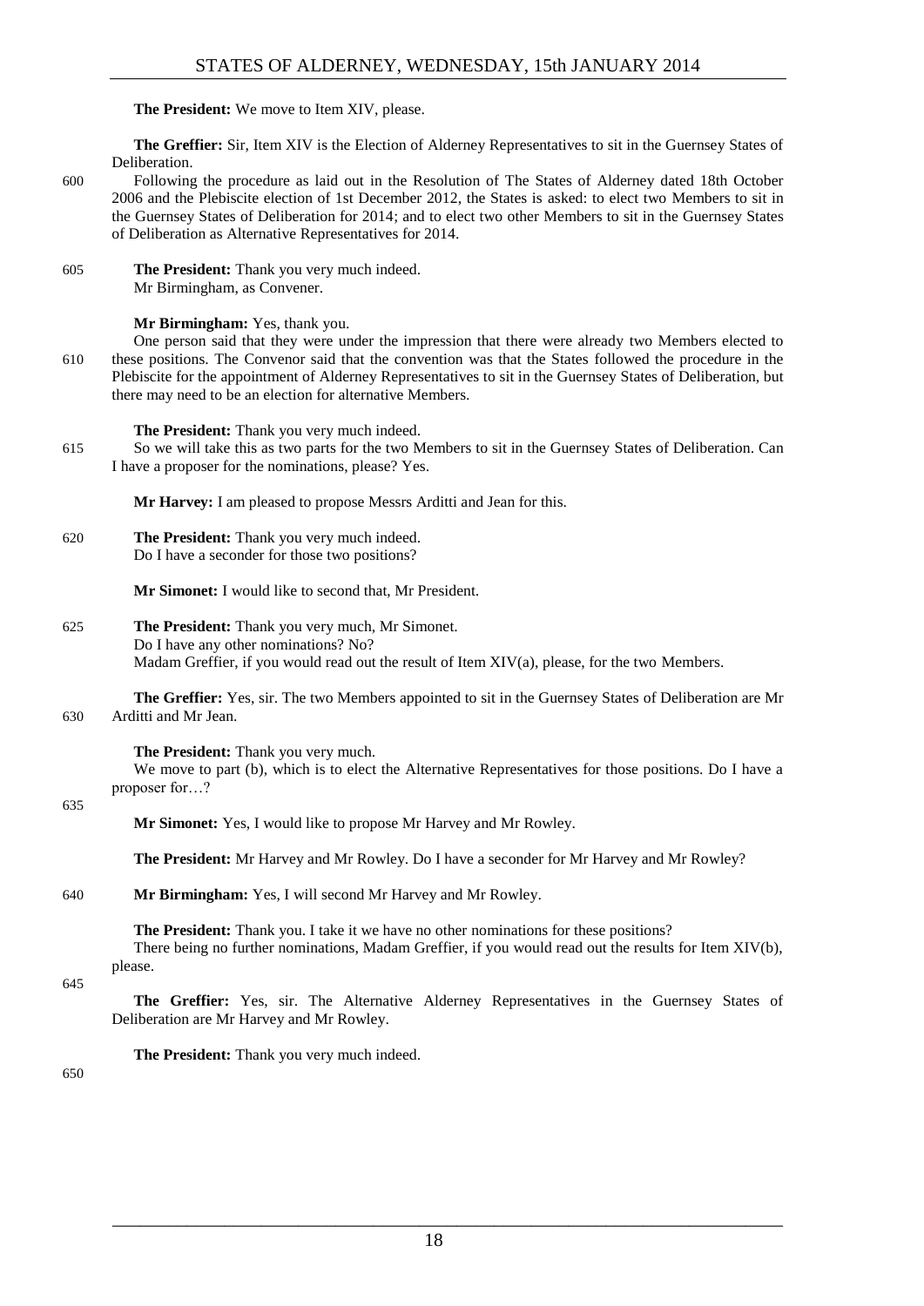**The President:** We move to Item XIV, please.

**The Greffier:** Sir, Item XIV is the Election of Alderney Representatives to sit in the Guernsey States of Deliberation.

Following the procedure as laid out in the Resolution of The States of Alderney dated 18th October 2006 and the Plebiscite election of 1st December 2012, the States is asked: to elect two Members to sit in the Guernsey States of Deliberation for 2014; and to elect two other Members to sit in the Guernsey States of Deliberation as Alternative Representatives for 2014.

**The President:** Thank you very much indeed.

Mr Birmingham, as Convener.

**Mr Birmingham:** Yes, thank you.

One person said that they were under the impression that there were already two Members elected to these positions. The Convenor said that the convention was that the States followed the procedure in the Plebiscite for the appointment of Alderney Representatives to sit in the Guernsey States of Deliberation, but there may need to be an election for alternative Members.

**The President:** Thank you very much indeed.

So we will take this as two parts for the two Members to sit in the Guernsey States of Deliberation. Can I have a proposer for the nominations, please? Yes.

**Mr Harvey:** I am pleased to propose Messrs Arditti and Jean for this.

**The President:** Thank you very much indeed.

Do I have a seconder for those two positions?

**Mr Simonet:** I would like to second that, Mr President.

**The President:** Thank you very much, Mr Simonet.

Do I have any other nominations? No?

Madam Greffier, if you would read out the result of Item XIV(a), please, for the two Members.

**The Greffier:** Yes, sir. The two Members appointed to sit in the Guernsey States of Deliberation are Mr Arditti and Mr Jean.

**The President:** Thank you very much.

We move to part (b), which is to elect the Alternative Representatives for those positions. Do I have a proposer for…?

**Mr Simonet:** Yes, I would like to propose Mr Harvey and Mr Rowley.

**The President:** Mr Harvey and Mr Rowley. Do I have a seconder for Mr Harvey and Mr Rowley?

**Mr Birmingham:** Yes, I will second Mr Harvey and Mr Rowley.

**The President:** Thank you. I take it we have no other nominations for these positions?

There being no further nominations, Madam Greffier, if you would read out the results for Item XIV(b), please.

**The Greffier:** Yes, sir. The Alternative Alderney Representatives in the Guernsey States of Deliberation are Mr Harvey and Mr Rowley.

**The President:** Thank you very much indeed.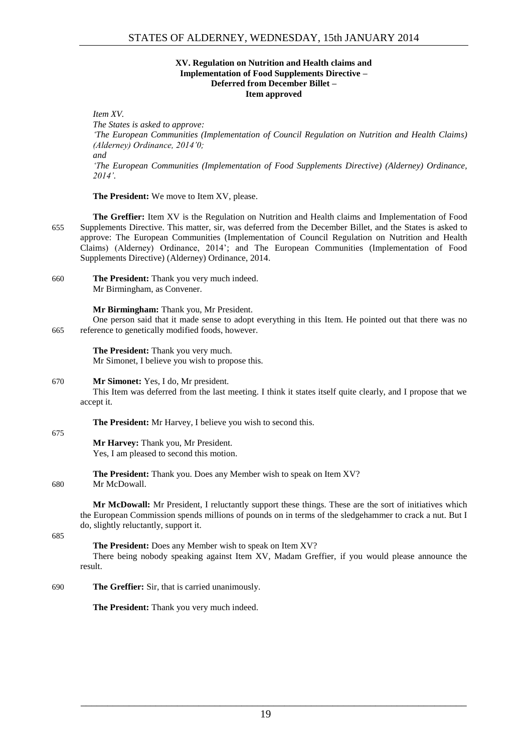**XV. Regulation on Nutrition and Health claims and Implementation of Food Supplements Directive – Deferred from December Billet – Item approved**

*Item XV.*
*The States is asked to approve:*
*'The European Communities (Implementation of Council Regulation on Nutrition and Health Claims) (Alderney) Ordinance, 2014'0;*
*and*
*'The European Communities (Implementation of Food Supplements Directive) (Alderney) Ordinance, 2014'.*

**The President:** We move to Item XV, please.

**The Greffier:** Item XV is the Regulation on Nutrition and Health claims and Implementation of Food Supplements Directive. This matter, sir, was deferred from the December Billet, and the States is asked to approve: The European Communities (Implementation of Council Regulation on Nutrition and Health Claims) (Alderney) Ordinance, 2014'; and The European Communities (Implementation of Food Supplements Directive) (Alderney) Ordinance, 2014.

**The President:** Thank you very much indeed.
Mr Birmingham, as Convener.

**Mr Birmingham:** Thank you, Mr President.
One person said that it made sense to adopt everything in this Item. He pointed out that there was no reference to genetically modified foods, however.

**The President:** Thank you very much.
Mr Simonet, I believe you wish to propose this.

**Mr Simonet:** Yes, I do, Mr president.
This Item was deferred from the last meeting. I think it states itself quite clearly, and I propose that we accept it.

**The President:** Mr Harvey, I believe you wish to second this.

**Mr Harvey:** Thank you, Mr President.
Yes, I am pleased to second this motion.

**The President:** Thank you. Does any Member wish to speak on Item XV?
Mr McDowall.

**Mr McDowall:** Mr President, I reluctantly support these things. These are the sort of initiatives which the European Commission spends millions of pounds on in terms of the sledgehammer to crack a nut. But I do, slightly reluctantly, support it.

**The President:** Does any Member wish to speak on Item XV?
There being nobody speaking against Item XV, Madam Greffier, if you would please announce the result.

**The Greffier:** Sir, that is carried unanimously.

**The President:** Thank you very much indeed.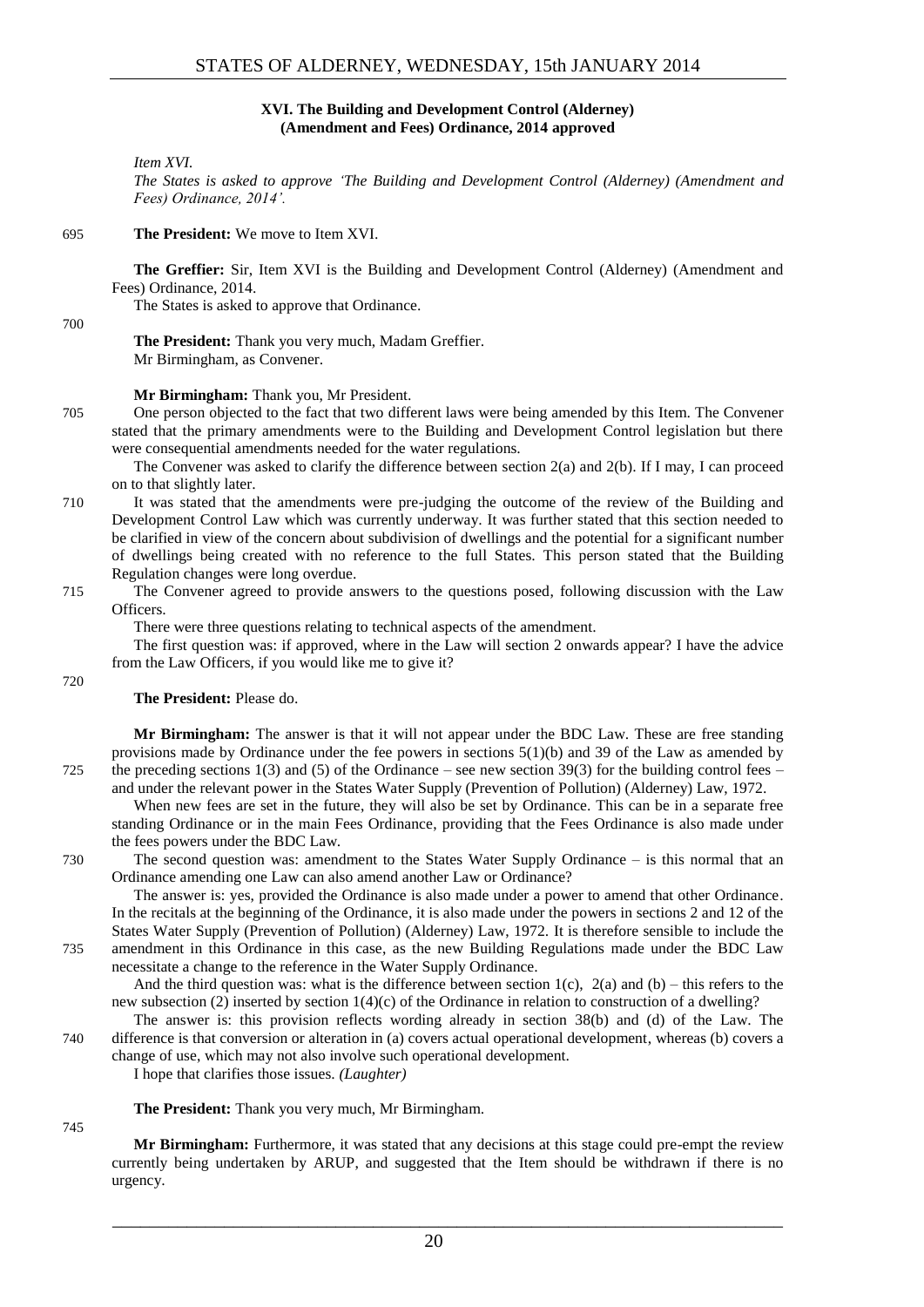### XVI. The Building and Development Control (Alderney) (Amendment and Fees) Ordinance, 2014 approved

*Item XVI.*

*The States is asked to approve 'The Building and Development Control (Alderney) (Amendment and Fees) Ordinance, 2014'.*

695 **The President:** We move to Item XVI.

**The Greffier:** Sir, Item XVI is the Building and Development Control (Alderney) (Amendment and Fees) Ordinance, 2014.

The States is asked to approve that Ordinance.

700

**The President:** Thank you very much, Madam Greffier.

Mr Birmingham, as Convener.

**Mr Birmingham:** Thank you, Mr President.

705 One person objected to the fact that two different laws were being amended by this Item. The Convener stated that the primary amendments were to the Building and Development Control legislation but there were consequential amendments needed for the water regulations.

The Convener was asked to clarify the difference between section 2(a) and 2(b). If I may, I can proceed on to that slightly later.

710 It was stated that the amendments were pre-judging the outcome of the review of the Building and Development Control Law which was currently underway. It was further stated that this section needed to be clarified in view of the concern about subdivision of dwellings and the potential for a significant number of dwellings being created with no reference to the full States. This person stated that the Building Regulation changes were long overdue.

715 The Convener agreed to provide answers to the questions posed, following discussion with the Law Officers.

There were three questions relating to technical aspects of the amendment.

The first question was: if approved, where in the Law will section 2 onwards appear? I have the advice from the Law Officers, if you would like me to give it?

720

**The President:** Please do.

**Mr Birmingham:** The answer is that it will not appear under the BDC Law. These are free standing provisions made by Ordinance under the fee powers in sections 5(1)(b) and 39 of the Law as amended by

725 the preceding sections 1(3) and (5) of the Ordinance – see new section 39(3) for the building control fees – and under the relevant power in the States Water Supply (Prevention of Pollution) (Alderney) Law, 1972.

When new fees are set in the future, they will also be set by Ordinance. This can be in a separate free standing Ordinance or in the main Fees Ordinance, providing that the Fees Ordinance is also made under the fees powers under the BDC Law.

730 The second question was: amendment to the States Water Supply Ordinance – is this normal that an Ordinance amending one Law can also amend another Law or Ordinance?

The answer is: yes, provided the Ordinance is also made under a power to amend that other Ordinance. In the recitals at the beginning of the Ordinance, it is also made under the powers in sections 2 and 12 of the States Water Supply (Prevention of Pollution) (Alderney) Law, 1972. It is therefore sensible to include the

735 amendment in this Ordinance in this case, as the new Building Regulations made under the BDC Law necessitate a change to the reference in the Water Supply Ordinance.

And the third question was: what is the difference between section 1(c), 2(a) and (b) – this refers to the new subsection (2) inserted by section 1(4)(c) of the Ordinance in relation to construction of a dwelling?

The answer is: this provision reflects wording already in section 38(b) and (d) of the Law. The

740 difference is that conversion or alteration in (a) covers actual operational development, whereas (b) covers a change of use, which may not also involve such operational development.

I hope that clarifies those issues. *(Laughter)*

**The President:** Thank you very much, Mr Birmingham.

745

**Mr Birmingham:** Furthermore, it was stated that any decisions at this stage could pre-empt the review currently being undertaken by ARUP, and suggested that the Item should be withdrawn if there is no urgency.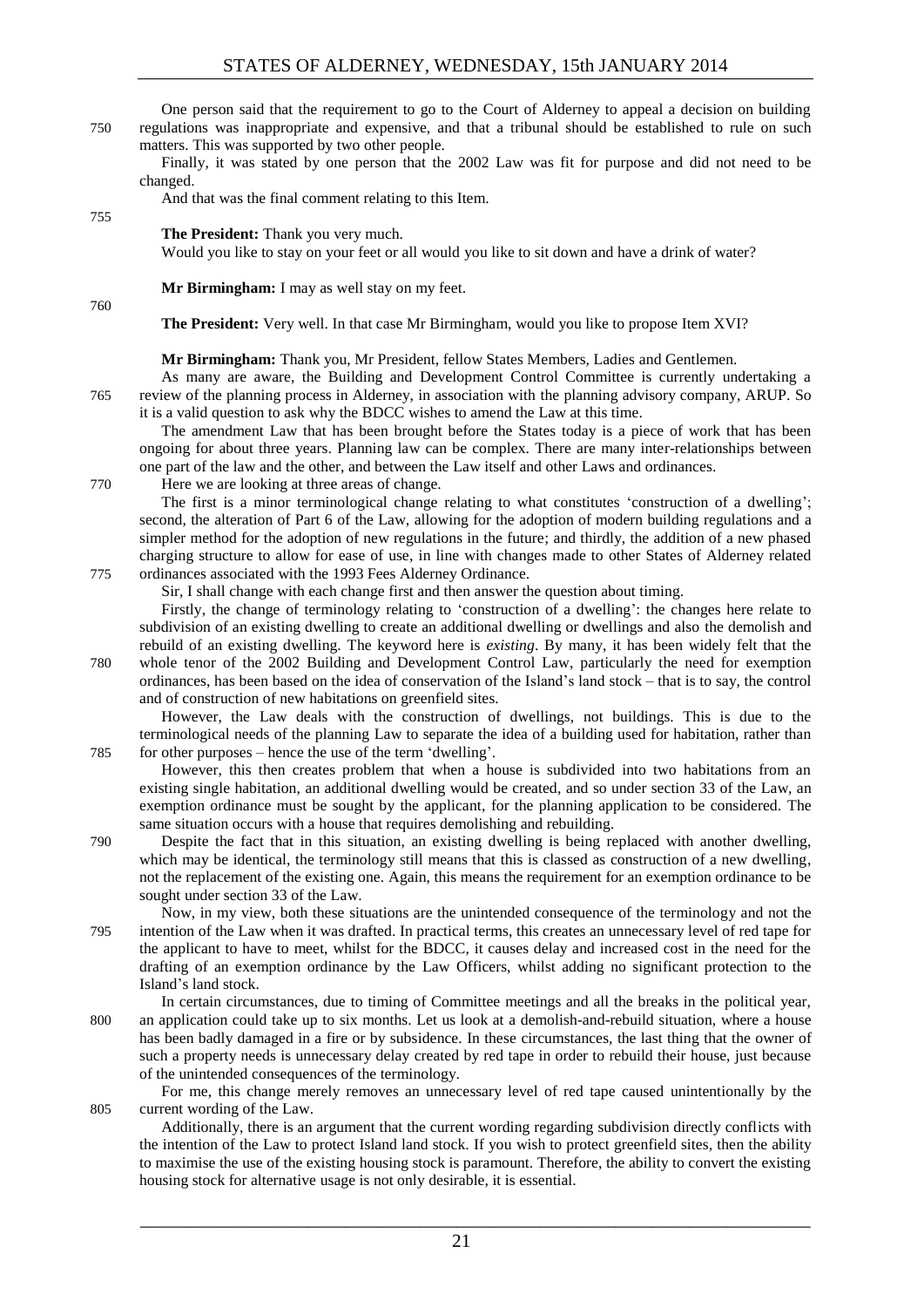One person said that the requirement to go to the Court of Alderney to appeal a decision on building regulations was inappropriate and expensive, and that a tribunal should be established to rule on such matters. This was supported by two other people.

Finally, it was stated by one person that the 2002 Law was fit for purpose and did not need to be changed.

And that was the final comment relating to this Item.

**The President:** Thank you very much.

Would you like to stay on your feet or all would you like to sit down and have a drink of water?

**Mr Birmingham:** I may as well stay on my feet.

**The President:** Very well. In that case Mr Birmingham, would you like to propose Item XVI?

**Mr Birmingham:** Thank you, Mr President, fellow States Members, Ladies and Gentlemen.

As many are aware, the Building and Development Control Committee is currently undertaking a review of the planning process in Alderney, in association with the planning advisory company, ARUP. So it is a valid question to ask why the BDCC wishes to amend the Law at this time.

The amendment Law that has been brought before the States today is a piece of work that has been ongoing for about three years. Planning law can be complex. There are many inter-relationships between one part of the law and the other, and between the Law itself and other Laws and ordinances.

Here we are looking at three areas of change.

The first is a minor terminological change relating to what constitutes 'construction of a dwelling'; second, the alteration of Part 6 of the Law, allowing for the adoption of modern building regulations and a simpler method for the adoption of new regulations in the future; and thirdly, the addition of a new phased charging structure to allow for ease of use, in line with changes made to other States of Alderney related ordinances associated with the 1993 Fees Alderney Ordinance.

Sir, I shall change with each change first and then answer the question about timing.

Firstly, the change of terminology relating to 'construction of a dwelling': the changes here relate to subdivision of an existing dwelling to create an additional dwelling or dwellings and also the demolish and rebuild of an existing dwelling. The keyword here is *existing*. By many, it has been widely felt that the whole tenor of the 2002 Building and Development Control Law, particularly the need for exemption ordinances, has been based on the idea of conservation of the Island's land stock – that is to say, the control and of construction of new habitations on greenfield sites.

However, the Law deals with the construction of dwellings, not buildings. This is due to the terminological needs of the planning Law to separate the idea of a building used for habitation, rather than for other purposes – hence the use of the term 'dwelling'.

However, this then creates problem that when a house is subdivided into two habitations from an existing single habitation, an additional dwelling would be created, and so under section 33 of the Law, an exemption ordinance must be sought by the applicant, for the planning application to be considered. The same situation occurs with a house that requires demolishing and rebuilding.

Despite the fact that in this situation, an existing dwelling is being replaced with another dwelling, which may be identical, the terminology still means that this is classed as construction of a new dwelling, not the replacement of the existing one. Again, this means the requirement for an exemption ordinance to be sought under section 33 of the Law.

Now, in my view, both these situations are the unintended consequence of the terminology and not the intention of the Law when it was drafted. In practical terms, this creates an unnecessary level of red tape for the applicant to have to meet, whilst for the BDCC, it causes delay and increased cost in the need for the drafting of an exemption ordinance by the Law Officers, whilst adding no significant protection to the Island's land stock.

In certain circumstances, due to timing of Committee meetings and all the breaks in the political year, an application could take up to six months. Let us look at a demolish-and-rebuild situation, where a house has been badly damaged in a fire or by subsidence. In these circumstances, the last thing that the owner of such a property needs is unnecessary delay created by red tape in order to rebuild their house, just because of the unintended consequences of the terminology.

For me, this change merely removes an unnecessary level of red tape caused unintentionally by the current wording of the Law.

Additionally, there is an argument that the current wording regarding subdivision directly conflicts with the intention of the Law to protect Island land stock. If you wish to protect greenfield sites, then the ability to maximise the use of the existing housing stock is paramount. Therefore, the ability to convert the existing housing stock for alternative usage is not only desirable, it is essential.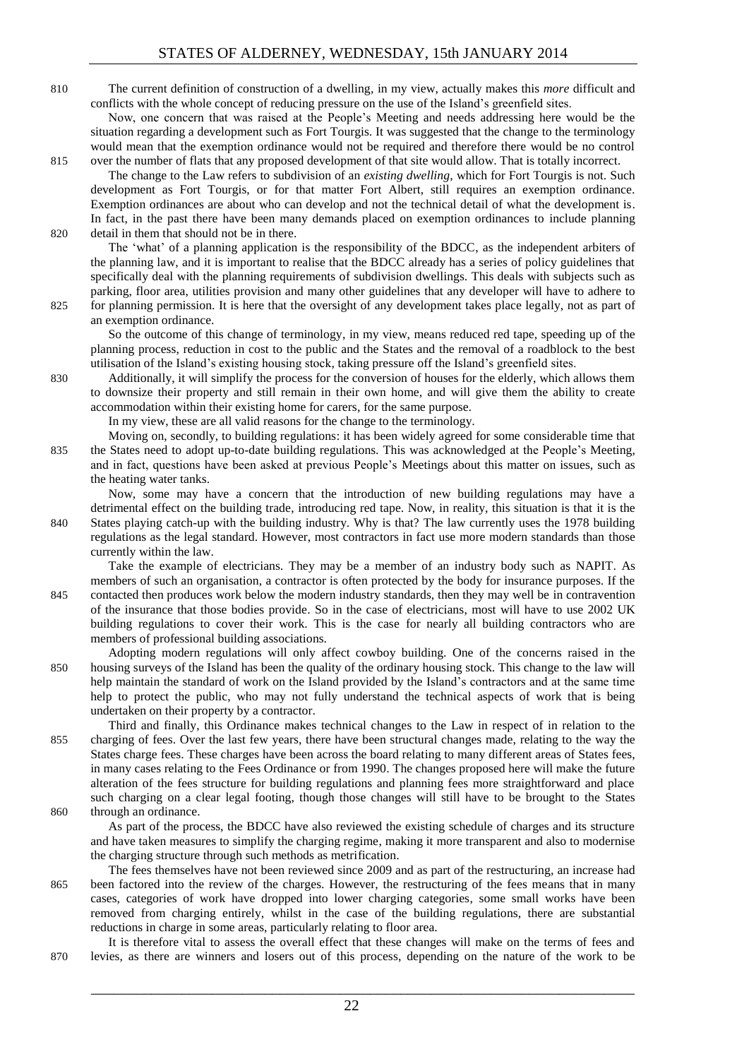The current definition of construction of a dwelling, in my view, actually makes this *more* difficult and conflicts with the whole concept of reducing pressure on the use of the Island's greenfield sites.

Now, one concern that was raised at the People's Meeting and needs addressing here would be the situation regarding a development such as Fort Tourgis. It was suggested that the change to the terminology would mean that the exemption ordinance would not be required and therefore there would be no control over the number of flats that any proposed development of that site would allow. That is totally incorrect.

The change to the Law refers to subdivision of an *existing dwelling*, which for Fort Tourgis is not. Such development as Fort Tourgis, or for that matter Fort Albert, still requires an exemption ordinance. Exemption ordinances are about who can develop and not the technical detail of what the development is. In fact, in the past there have been many demands placed on exemption ordinances to include planning detail in them that should not be in there.

The 'what' of a planning application is the responsibility of the BDCC, as the independent arbiters of the planning law, and it is important to realise that the BDCC already has a series of policy guidelines that specifically deal with the planning requirements of subdivision dwellings. This deals with subjects such as parking, floor area, utilities provision and many other guidelines that any developer will have to adhere to for planning permission. It is here that the oversight of any development takes place legally, not as part of an exemption ordinance.

So the outcome of this change of terminology, in my view, means reduced red tape, speeding up of the planning process, reduction in cost to the public and the States and the removal of a roadblock to the best utilisation of the Island's existing housing stock, taking pressure off the Island's greenfield sites.

Additionally, it will simplify the process for the conversion of houses for the elderly, which allows them to downsize their property and still remain in their own home, and will give them the ability to create accommodation within their existing home for carers, for the same purpose.

In my view, these are all valid reasons for the change to the terminology.

Moving on, secondly, to building regulations: it has been widely agreed for some considerable time that the States need to adopt up-to-date building regulations. This was acknowledged at the People's Meeting, and in fact, questions have been asked at previous People's Meetings about this matter on issues, such as the heating water tanks.

Now, some may have a concern that the introduction of new building regulations may have a detrimental effect on the building trade, introducing red tape. Now, in reality, this situation is that it is the States playing catch-up with the building industry. Why is that? The law currently uses the 1978 building regulations as the legal standard. However, most contractors in fact use more modern standards than those currently within the law.

Take the example of electricians. They may be a member of an industry body such as NAPIT. As members of such an organisation, a contractor is often protected by the body for insurance purposes. If the contacted then produces work below the modern industry standards, then they may well be in contravention of the insurance that those bodies provide. So in the case of electricians, most will have to use 2002 UK building regulations to cover their work. This is the case for nearly all building contractors who are members of professional building associations.

Adopting modern regulations will only affect cowboy building. One of the concerns raised in the housing surveys of the Island has been the quality of the ordinary housing stock. This change to the law will help maintain the standard of work on the Island provided by the Island's contractors and at the same time help to protect the public, who may not fully understand the technical aspects of work that is being undertaken on their property by a contractor.

Third and finally, this Ordinance makes technical changes to the Law in respect of in relation to the charging of fees. Over the last few years, there have been structural changes made, relating to the way the States charge fees. These charges have been across the board relating to many different areas of States fees, in many cases relating to the Fees Ordinance or from 1990. The changes proposed here will make the future alteration of the fees structure for building regulations and planning fees more straightforward and place such charging on a clear legal footing, though those changes will still have to be brought to the States through an ordinance.

As part of the process, the BDCC have also reviewed the existing schedule of charges and its structure and have taken measures to simplify the charging regime, making it more transparent and also to modernise the charging structure through such methods as metrification.

The fees themselves have not been reviewed since 2009 and as part of the restructuring, an increase had been factored into the review of the charges. However, the restructuring of the fees means that in many cases, categories of work have dropped into lower charging categories, some small works have been removed from charging entirely, whilst in the case of the building regulations, there are substantial reductions in charge in some areas, particularly relating to floor area.

It is therefore vital to assess the overall effect that these changes will make on the terms of fees and levies, as there are winners and losers out of this process, depending on the nature of the work to be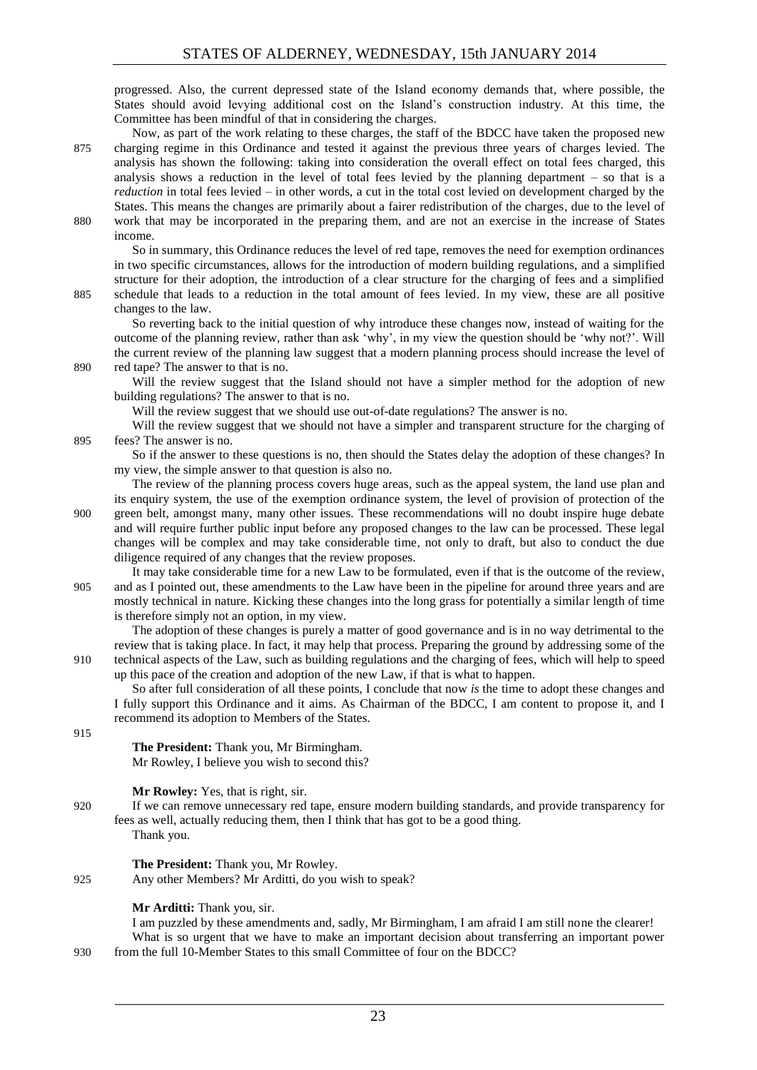progressed. Also, the current depressed state of the Island economy demands that, where possible, the States should avoid levying additional cost on the Island's construction industry. At this time, the Committee has been mindful of that in considering the charges.

Now, as part of the work relating to these charges, the staff of the BDCC have taken the proposed new charging regime in this Ordinance and tested it against the previous three years of charges levied. The analysis has shown the following: taking into consideration the overall effect on total fees charged, this analysis shows a reduction in the level of total fees levied by the planning department – so that is a *reduction* in total fees levied – in other words, a cut in the total cost levied on development charged by the States. This means the changes are primarily about a fairer redistribution of the charges, due to the level of work that may be incorporated in the preparing them, and are not an exercise in the increase of States income.

So in summary, this Ordinance reduces the level of red tape, removes the need for exemption ordinances in two specific circumstances, allows for the introduction of modern building regulations, and a simplified structure for their adoption, the introduction of a clear structure for the charging of fees and a simplified schedule that leads to a reduction in the total amount of fees levied. In my view, these are all positive changes to the law.

So reverting back to the initial question of why introduce these changes now, instead of waiting for the outcome of the planning review, rather than ask 'why', in my view the question should be 'why not?'. Will the current review of the planning law suggest that a modern planning process should increase the level of red tape? The answer to that is no.

Will the review suggest that the Island should not have a simpler method for the adoption of new building regulations? The answer to that is no.

Will the review suggest that we should use out-of-date regulations? The answer is no.

Will the review suggest that we should not have a simpler and transparent structure for the charging of fees? The answer is no.

So if the answer to these questions is no, then should the States delay the adoption of these changes? In my view, the simple answer to that question is also no.

The review of the planning process covers huge areas, such as the appeal system, the land use plan and its enquiry system, the use of the exemption ordinance system, the level of provision of protection of the green belt, amongst many, many other issues. These recommendations will no doubt inspire huge debate and will require further public input before any proposed changes to the law can be processed. These legal changes will be complex and may take considerable time, not only to draft, but also to conduct the due diligence required of any changes that the review proposes.

It may take considerable time for a new Law to be formulated, even if that is the outcome of the review, and as I pointed out, these amendments to the Law have been in the pipeline for around three years and are mostly technical in nature. Kicking these changes into the long grass for potentially a similar length of time is therefore simply not an option, in my view.

The adoption of these changes is purely a matter of good governance and is in no way detrimental to the review that is taking place. In fact, it may help that process. Preparing the ground by addressing some of the technical aspects of the Law, such as building regulations and the charging of fees, which will help to speed up this pace of the creation and adoption of the new Law, if that is what to happen.

So after full consideration of all these points, I conclude that now *is* the time to adopt these changes and I fully support this Ordinance and it aims. As Chairman of the BDCC, I am content to propose it, and I recommend its adoption to Members of the States.

**The President:** Thank you, Mr Birmingham.
Mr Rowley, I believe you wish to second this?

**Mr Rowley:** Yes, that is right, sir.

If we can remove unnecessary red tape, ensure modern building standards, and provide transparency for fees as well, actually reducing them, then I think that has got to be a good thing.
Thank you.

**The President:** Thank you, Mr Rowley.
Any other Members? Mr Arditti, do you wish to speak?

**Mr Arditti:** Thank you, sir.

I am puzzled by these amendments and, sadly, Mr Birmingham, I am afraid I am still none the clearer!

What is so urgent that we have to make an important decision about transferring an important power from the full 10-Member States to this small Committee of four on the BDCC?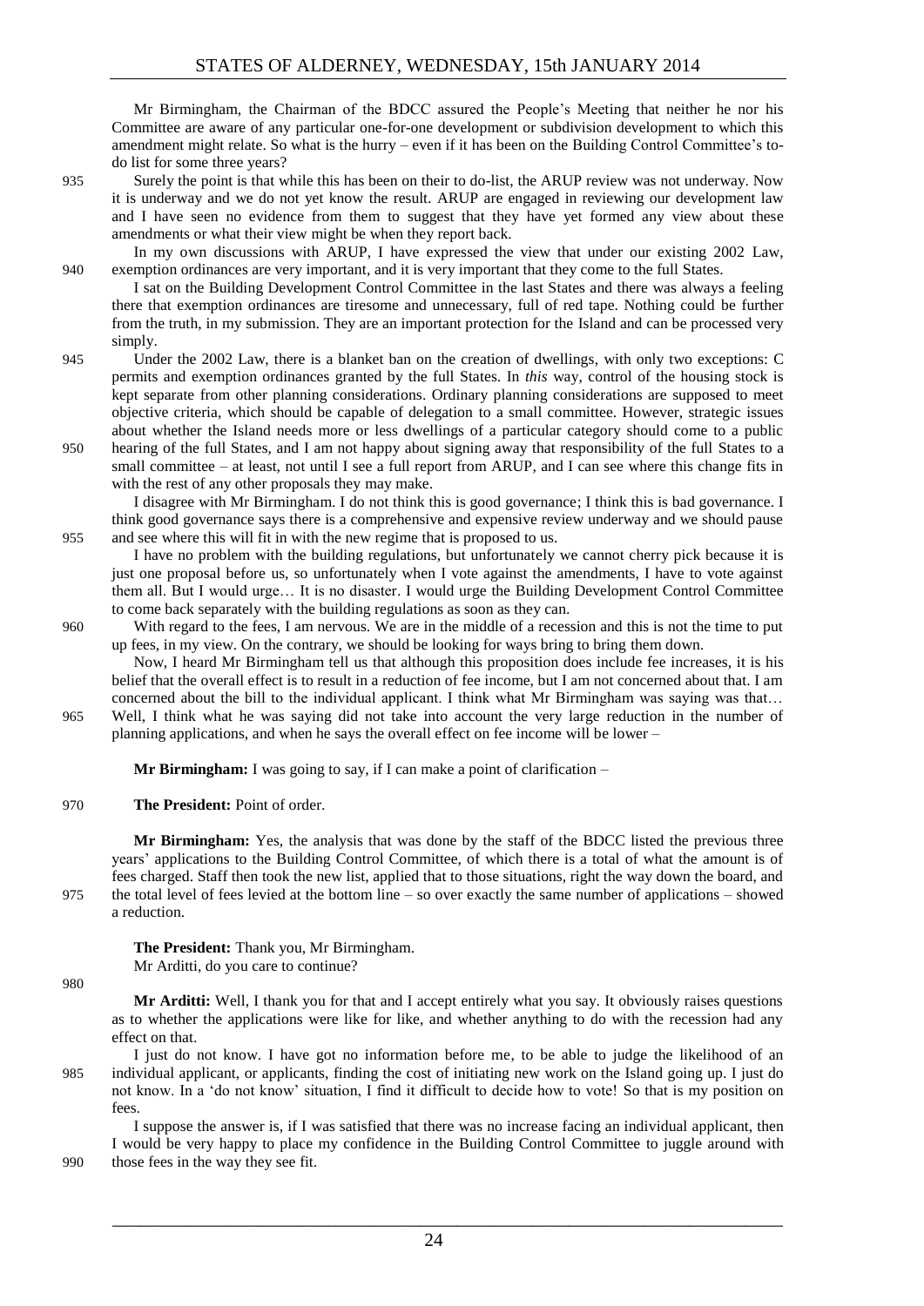Mr Birmingham, the Chairman of the BDCC assured the People's Meeting that neither he nor his Committee are aware of any particular one-for-one development or subdivision development to which this amendment might relate. So what is the hurry – even if it has been on the Building Control Committee's to-do list for some three years?

Surely the point is that while this has been on their to do-list, the ARUP review was not underway. Now it is underway and we do not yet know the result. ARUP are engaged in reviewing our development law and I have seen no evidence from them to suggest that they have yet formed any view about these amendments or what their view might be when they report back.

In my own discussions with ARUP, I have expressed the view that under our existing 2002 Law, exemption ordinances are very important, and it is very important that they come to the full States.

I sat on the Building Development Control Committee in the last States and there was always a feeling there that exemption ordinances are tiresome and unnecessary, full of red tape. Nothing could be further from the truth, in my submission. They are an important protection for the Island and can be processed very simply.

Under the 2002 Law, there is a blanket ban on the creation of dwellings, with only two exceptions: C permits and exemption ordinances granted by the full States. In *this* way, control of the housing stock is kept separate from other planning considerations. Ordinary planning considerations are supposed to meet objective criteria, which should be capable of delegation to a small committee. However, strategic issues about whether the Island needs more or less dwellings of a particular category should come to a public hearing of the full States, and I am not happy about signing away that responsibility of the full States to a small committee – at least, not until I see a full report from ARUP, and I can see where this change fits in with the rest of any other proposals they may make.

I disagree with Mr Birmingham. I do not think this is good governance; I think this is bad governance. I think good governance says there is a comprehensive and expensive review underway and we should pause and see where this will fit in with the new regime that is proposed to us.

I have no problem with the building regulations, but unfortunately we cannot cherry pick because it is just one proposal before us, so unfortunately when I vote against the amendments, I have to vote against them all. But I would urge… It is no disaster. I would urge the Building Development Control Committee to come back separately with the building regulations as soon as they can.

With regard to the fees, I am nervous. We are in the middle of a recession and this is not the time to put up fees, in my view. On the contrary, we should be looking for ways bring to bring them down.

Now, I heard Mr Birmingham tell us that although this proposition does include fee increases, it is his belief that the overall effect is to result in a reduction of fee income, but I am not concerned about that. I am concerned about the bill to the individual applicant. I think what Mr Birmingham was saying was that… Well, I think what he was saying did not take into account the very large reduction in the number of planning applications, and when he says the overall effect on fee income will be lower –

**Mr Birmingham:** I was going to say, if I can make a point of clarification –

**The President:** Point of order.

**Mr Birmingham:** Yes, the analysis that was done by the staff of the BDCC listed the previous three years' applications to the Building Control Committee, of which there is a total of what the amount is of fees charged. Staff then took the new list, applied that to those situations, right the way down the board, and the total level of fees levied at the bottom line – so over exactly the same number of applications – showed a reduction.

**The President:** Thank you, Mr Birmingham.
Mr Arditti, do you care to continue?

**Mr Arditti:** Well, I thank you for that and I accept entirely what you say. It obviously raises questions as to whether the applications were like for like, and whether anything to do with the recession had any effect on that.

I just do not know. I have got no information before me, to be able to judge the likelihood of an individual applicant, or applicants, finding the cost of initiating new work on the Island going up. I just do not know. In a 'do not know' situation, I find it difficult to decide how to vote! So that is my position on fees.

I suppose the answer is, if I was satisfied that there was no increase facing an individual applicant, then I would be very happy to place my confidence in the Building Control Committee to juggle around with those fees in the way they see fit.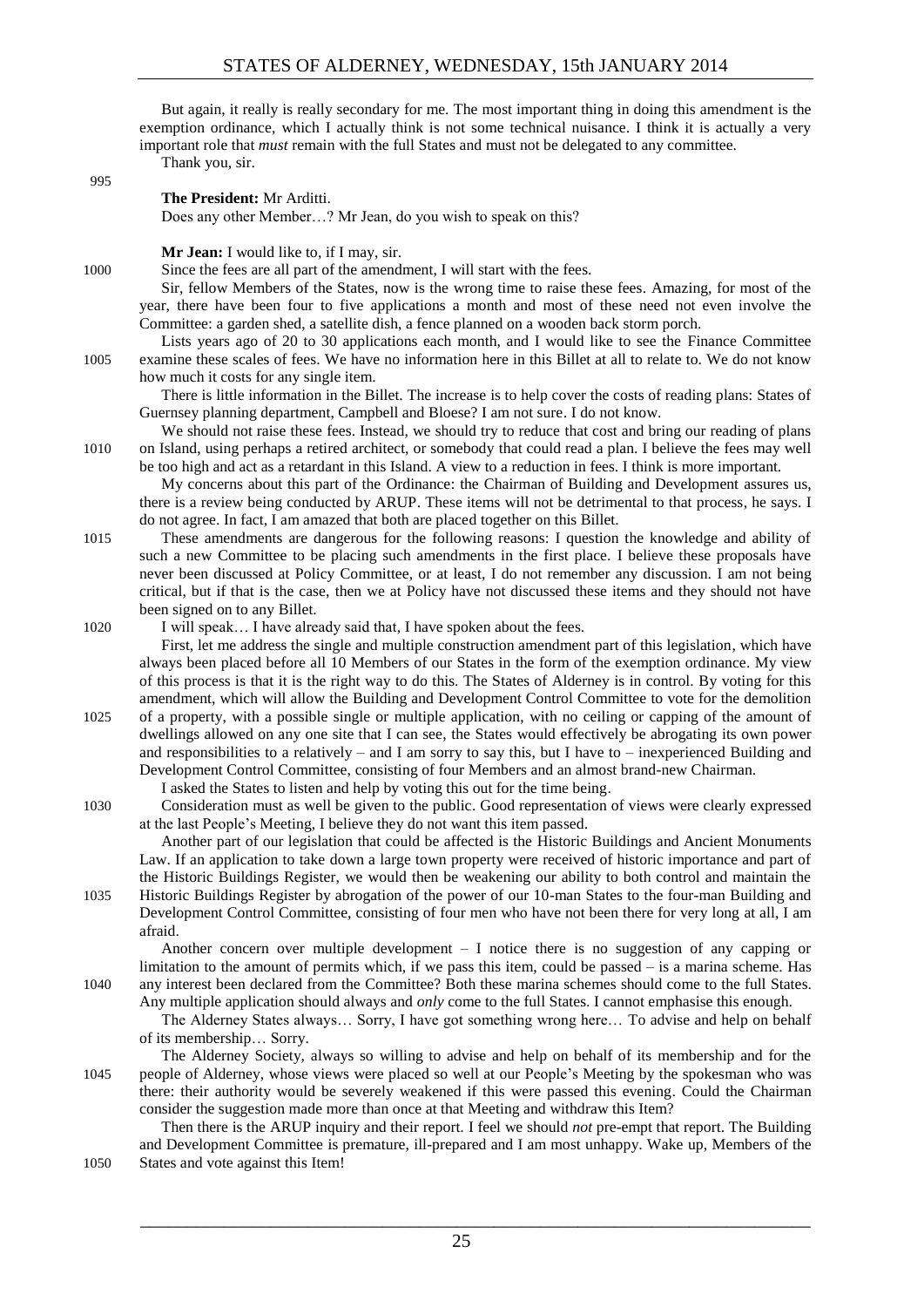But again, it really is really secondary for me. The most important thing in doing this amendment is the exemption ordinance, which I actually think is not some technical nuisance. I think it is actually a very important role that *must* remain with the full States and must not be delegated to any committee.

Thank you, sir.

**The President:** Mr Arditti.

Does any other Member…? Mr Jean, do you wish to speak on this?

**Mr Jean:** I would like to, if I may, sir.

Since the fees are all part of the amendment, I will start with the fees.

Sir, fellow Members of the States, now is the wrong time to raise these fees. Amazing, for most of the year, there have been four to five applications a month and most of these need not even involve the Committee: a garden shed, a satellite dish, a fence planned on a wooden back storm porch.

Lists years ago of 20 to 30 applications each month, and I would like to see the Finance Committee examine these scales of fees. We have no information here in this Billet at all to relate to. We do not know how much it costs for any single item.

There is little information in the Billet. The increase is to help cover the costs of reading plans: States of Guernsey planning department, Campbell and Bloese? I am not sure. I do not know.

We should not raise these fees. Instead, we should try to reduce that cost and bring our reading of plans on Island, using perhaps a retired architect, or somebody that could read a plan. I believe the fees may well be too high and act as a retardant in this Island. A view to a reduction in fees. I think is more important.

My concerns about this part of the Ordinance: the Chairman of Building and Development assures us, there is a review being conducted by ARUP. These items will not be detrimental to that process, he says. I do not agree. In fact, I am amazed that both are placed together on this Billet.

These amendments are dangerous for the following reasons: I question the knowledge and ability of such a new Committee to be placing such amendments in the first place. I believe these proposals have never been discussed at Policy Committee, or at least, I do not remember any discussion. I am not being critical, but if that is the case, then we at Policy have not discussed these items and they should not have been signed on to any Billet.

I will speak… I have already said that, I have spoken about the fees.

First, let me address the single and multiple construction amendment part of this legislation, which have always been placed before all 10 Members of our States in the form of the exemption ordinance. My view of this process is that it is the right way to do this. The States of Alderney is in control. By voting for this amendment, which will allow the Building and Development Control Committee to vote for the demolition of a property, with a possible single or multiple application, with no ceiling or capping of the amount of dwellings allowed on any one site that I can see, the States would effectively be abrogating its own power and responsibilities to a relatively – and I am sorry to say this, but I have to – inexperienced Building and Development Control Committee, consisting of four Members and an almost brand-new Chairman.

I asked the States to listen and help by voting this out for the time being.

Consideration must as well be given to the public. Good representation of views were clearly expressed at the last People's Meeting, I believe they do not want this item passed.

Another part of our legislation that could be affected is the Historic Buildings and Ancient Monuments Law. If an application to take down a large town property were received of historic importance and part of the Historic Buildings Register, we would then be weakening our ability to both control and maintain the Historic Buildings Register by abrogation of the power of our 10-man States to the four-man Building and Development Control Committee, consisting of four men who have not been there for very long at all, I am afraid.

Another concern over multiple development – I notice there is no suggestion of any capping or limitation to the amount of permits which, if we pass this item, could be passed – is a marina scheme. Has any interest been declared from the Committee? Both these marina schemes should come to the full States. Any multiple application should always and *only* come to the full States. I cannot emphasise this enough.

The Alderney States always… Sorry, I have got something wrong here… To advise and help on behalf of its membership… Sorry.

The Alderney Society, always so willing to advise and help on behalf of its membership and for the people of Alderney, whose views were placed so well at our People's Meeting by the spokesman who was there: their authority would be severely weakened if this were passed this evening. Could the Chairman consider the suggestion made more than once at that Meeting and withdraw this Item?

Then there is the ARUP inquiry and their report. I feel we should *not* pre-empt that report. The Building and Development Committee is premature, ill-prepared and I am most unhappy. Wake up, Members of the States and vote against this Item!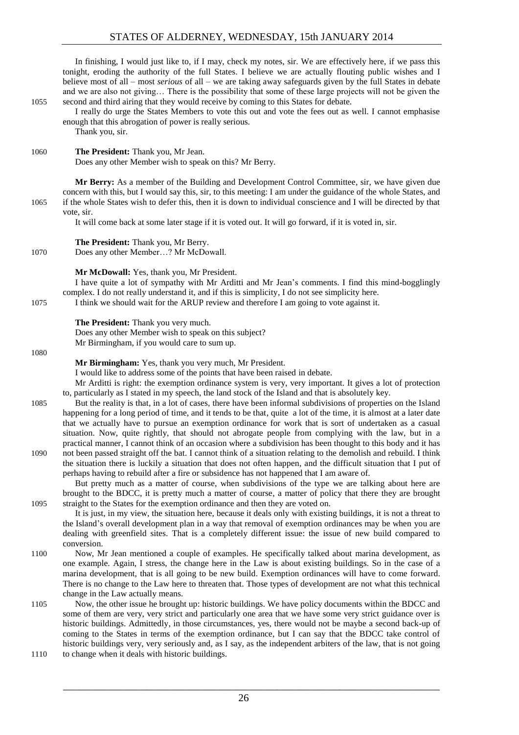In finishing, I would just like to, if I may, check my notes, sir. We are effectively here, if we pass this tonight, eroding the authority of the full States. I believe we are actually flouting public wishes and I believe most of all – most *serious* of all – we are taking away safeguards given by the full States in debate and we are also not giving… There is the possibility that some of these large projects will not be given the second and third airing that they would receive by coming to this States for debate.

I really do urge the States Members to vote this out and vote the fees out as well. I cannot emphasise enough that this abrogation of power is really serious.

Thank you, sir.

**The President:** Thank you, Mr Jean.

Does any other Member wish to speak on this? Mr Berry.

**Mr Berry:** As a member of the Building and Development Control Committee, sir, we have given due concern with this, but I would say this, sir, to this meeting: I am under the guidance of the whole States, and if the whole States wish to defer this, then it is down to individual conscience and I will be directed by that vote, sir.

It will come back at some later stage if it is voted out. It will go forward, if it is voted in, sir.

**The President:** Thank you, Mr Berry.

Does any other Member…? Mr McDowall.

**Mr McDowall:** Yes, thank you, Mr President.

I have quite a lot of sympathy with Mr Arditti and Mr Jean's comments. I find this mind-bogglingly complex. I do not really understand it, and if this is simplicity, I do not see simplicity here.

I think we should wait for the ARUP review and therefore I am going to vote against it.

**The President:** Thank you very much.

Does any other Member wish to speak on this subject?

Mr Birmingham, if you would care to sum up.

**Mr Birmingham:** Yes, thank you very much, Mr President.

I would like to address some of the points that have been raised in debate.

Mr Arditti is right: the exemption ordinance system is very, very important. It gives a lot of protection to, particularly as I stated in my speech, the land stock of the Island and that is absolutely key.

But the reality is that, in a lot of cases, there have been informal subdivisions of properties on the Island happening for a long period of time, and it tends to be that, quite a lot of the time, it is almost at a later date that we actually have to pursue an exemption ordinance for work that is sort of undertaken as a casual situation. Now, quite rightly, that should not abrogate people from complying with the law, but in a practical manner, I cannot think of an occasion where a subdivision has been thought to this body and it has not been passed straight off the bat. I cannot think of a situation relating to the demolish and rebuild. I think the situation there is luckily a situation that does not often happen, and the difficult situation that I put of perhaps having to rebuild after a fire or subsidence has not happened that I am aware of.

But pretty much as a matter of course, when subdivisions of the type we are talking about here are brought to the BDCC, it is pretty much a matter of course, a matter of policy that there they are brought straight to the States for the exemption ordinance and then they are voted on.

It is just, in my view, the situation here, because it deals only with existing buildings, it is not a threat to the Island's overall development plan in a way that removal of exemption ordinances may be when you are dealing with greenfield sites. That is a completely different issue: the issue of new build compared to conversion.

Now, Mr Jean mentioned a couple of examples. He specifically talked about marina development, as one example. Again, I stress, the change here in the Law is about existing buildings. So in the case of a marina development, that is all going to be new build. Exemption ordinances will have to come forward. There is no change to the Law here to threaten that. Those types of development are not what this technical change in the Law actually means.

Now, the other issue he brought up: historic buildings. We have policy documents within the BDCC and some of them are very, very strict and particularly one area that we have some very strict guidance over is historic buildings. Admittedly, in those circumstances, yes, there would not be maybe a second back-up of coming to the States in terms of the exemption ordinance, but I can say that the BDCC take control of historic buildings very, very seriously and, as I say, as the independent arbiters of the law, that is not going to change when it deals with historic buildings.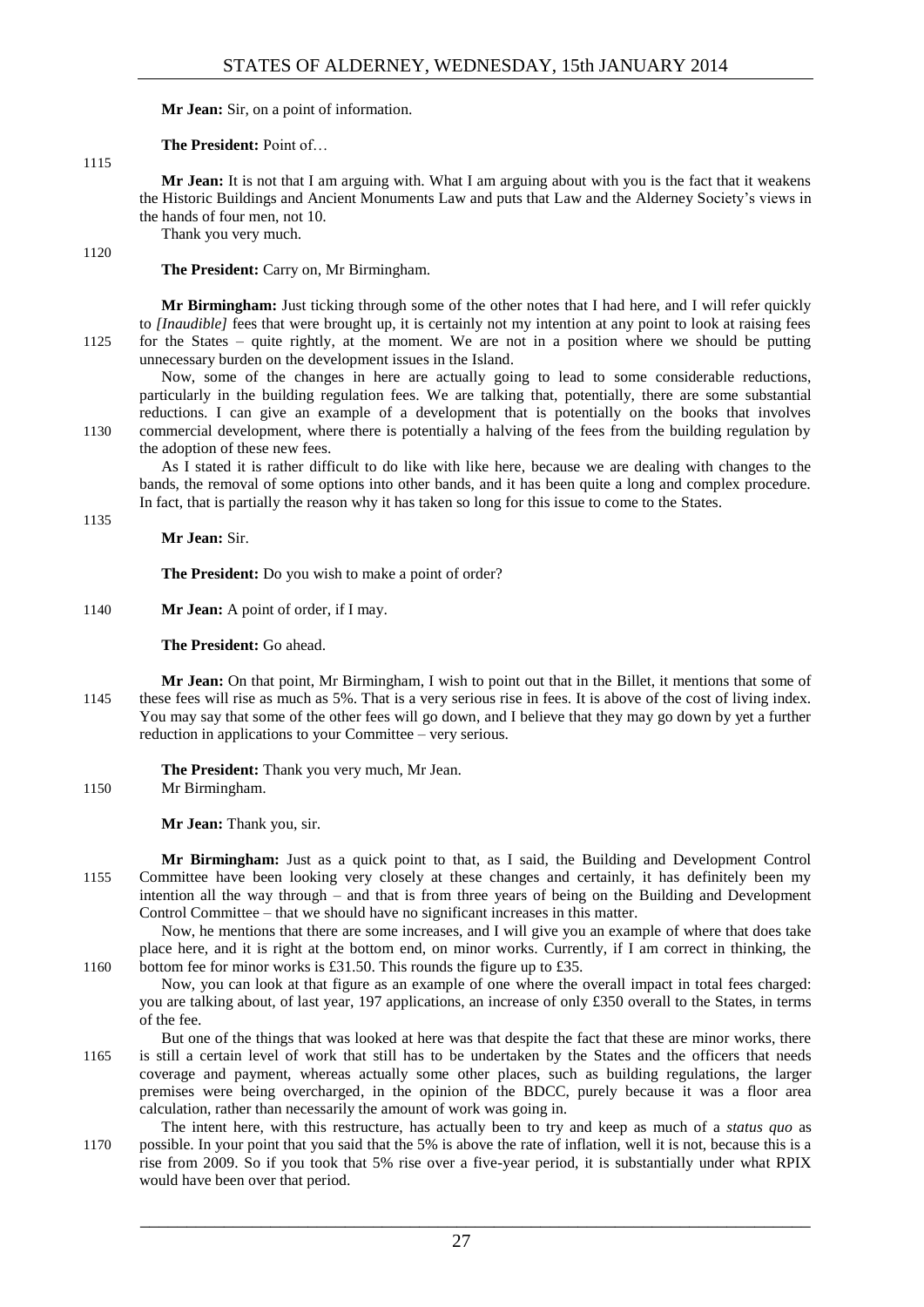**Mr Jean:** Sir, on a point of information.

**The President:** Point of…

**Mr Jean:** It is not that I am arguing with. What I am arguing about with you is the fact that it weakens the Historic Buildings and Ancient Monuments Law and puts that Law and the Alderney Society's views in the hands of four men, not 10.

Thank you very much.

**The President:** Carry on, Mr Birmingham.

**Mr Birmingham:** Just ticking through some of the other notes that I had here, and I will refer quickly to *[Inaudible]* fees that were brought up, it is certainly not my intention at any point to look at raising fees for the States – quite rightly, at the moment. We are not in a position where we should be putting unnecessary burden on the development issues in the Island.

Now, some of the changes in here are actually going to lead to some considerable reductions, particularly in the building regulation fees. We are talking that, potentially, there are some substantial reductions. I can give an example of a development that is potentially on the books that involves commercial development, where there is potentially a halving of the fees from the building regulation by the adoption of these new fees.

As I stated it is rather difficult to do like with like here, because we are dealing with changes to the bands, the removal of some options into other bands, and it has been quite a long and complex procedure. In fact, that is partially the reason why it has taken so long for this issue to come to the States.

**Mr Jean:** Sir.

**The President:** Do you wish to make a point of order?

**Mr Jean:** A point of order, if I may.

**The President:** Go ahead.

**Mr Jean:** On that point, Mr Birmingham, I wish to point out that in the Billet, it mentions that some of these fees will rise as much as 5%. That is a very serious rise in fees. It is above of the cost of living index. You may say that some of the other fees will go down, and I believe that they may go down by yet a further reduction in applications to your Committee – very serious.

**The President:** Thank you very much, Mr Jean.

Mr Birmingham.

**Mr Jean:** Thank you, sir.

**Mr Birmingham:** Just as a quick point to that, as I said, the Building and Development Control Committee have been looking very closely at these changes and certainly, it has definitely been my intention all the way through – and that is from three years of being on the Building and Development Control Committee – that we should have no significant increases in this matter.

Now, he mentions that there are some increases, and I will give you an example of where that does take place here, and it is right at the bottom end, on minor works. Currently, if I am correct in thinking, the bottom fee for minor works is £31.50. This rounds the figure up to £35.

Now, you can look at that figure as an example of one where the overall impact in total fees charged: you are talking about, of last year, 197 applications, an increase of only £350 overall to the States, in terms of the fee.

But one of the things that was looked at here was that despite the fact that these are minor works, there is still a certain level of work that still has to be undertaken by the States and the officers that needs coverage and payment, whereas actually some other places, such as building regulations, the larger premises were being overcharged, in the opinion of the BDCC, purely because it was a floor area calculation, rather than necessarily the amount of work was going in.

The intent here, with this restructure, has actually been to try and keep as much of a *status quo* as possible. In your point that you said that the 5% is above the rate of inflation, well it is not, because this is a rise from 2009. So if you took that 5% rise over a five-year period, it is substantially under what RPIX would have been over that period.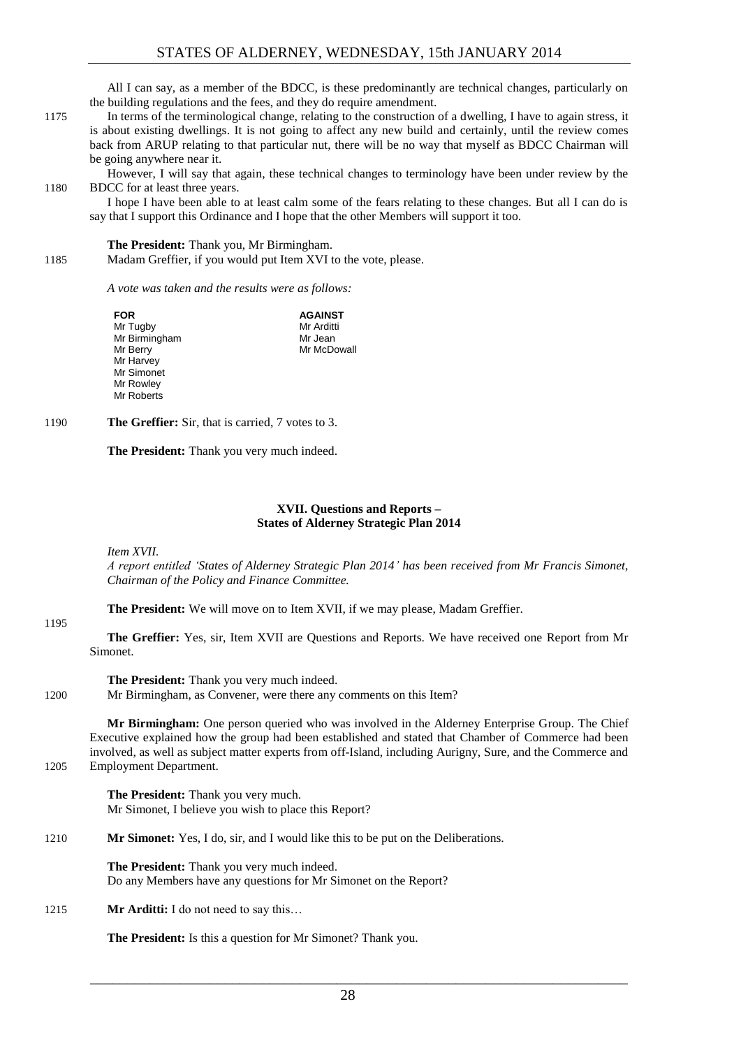All I can say, as a member of the BDCC, is these predominantly are technical changes, particularly on the building regulations and the fees, and they do require amendment.

In terms of the terminological change, relating to the construction of a dwelling, I have to again stress, it is about existing dwellings. It is not going to affect any new build and certainly, until the review comes back from ARUP relating to that particular nut, there will be no way that myself as BDCC Chairman will be going anywhere near it.

However, I will say that again, these technical changes to terminology have been under review by the BDCC for at least three years.

I hope I have been able to at least calm some of the fears relating to these changes. But all I can do is say that I support this Ordinance and I hope that the other Members will support it too.

**The President:** Thank you, Mr Birmingham.

Madam Greffier, if you would put Item XVI to the vote, please.

*A vote was taken and the results were as follows:*

| FOR | AGAINST |
|---|---|
| Mr Tugby | Mr Arditti |
| Mr Birmingham | Mr Jean |
| Mr Berry | Mr McDowall |
| Mr Harvey | |
| Mr Simonet | |
| Mr Rowley | |
| Mr Roberts | |

**The Greffier:** Sir, that is carried, 7 votes to 3.

**The President:** Thank you very much indeed.

## XVII. Questions and Reports – States of Alderney Strategic Plan 2014

*Item XVII.*

*A report entitled 'States of Alderney Strategic Plan 2014' has been received from Mr Francis Simonet, Chairman of the Policy and Finance Committee.*

**The President:** We will move on to Item XVII, if we may please, Madam Greffier.

**The Greffier:** Yes, sir, Item XVII are Questions and Reports. We have received one Report from Mr Simonet.

**The President:** Thank you very much indeed.

Mr Birmingham, as Convener, were there any comments on this Item?

**Mr Birmingham:** One person queried who was involved in the Alderney Enterprise Group. The Chief Executive explained how the group had been established and stated that Chamber of Commerce had been involved, as well as subject matter experts from off-Island, including Aurigny, Sure, and the Commerce and Employment Department.

**The President:** Thank you very much.

Mr Simonet, I believe you wish to place this Report?

**Mr Simonet:** Yes, I do, sir, and I would like this to be put on the Deliberations.

**The President:** Thank you very much indeed.

Do any Members have any questions for Mr Simonet on the Report?

**Mr Arditti:** I do not need to say this…

**The President:** Is this a question for Mr Simonet? Thank you.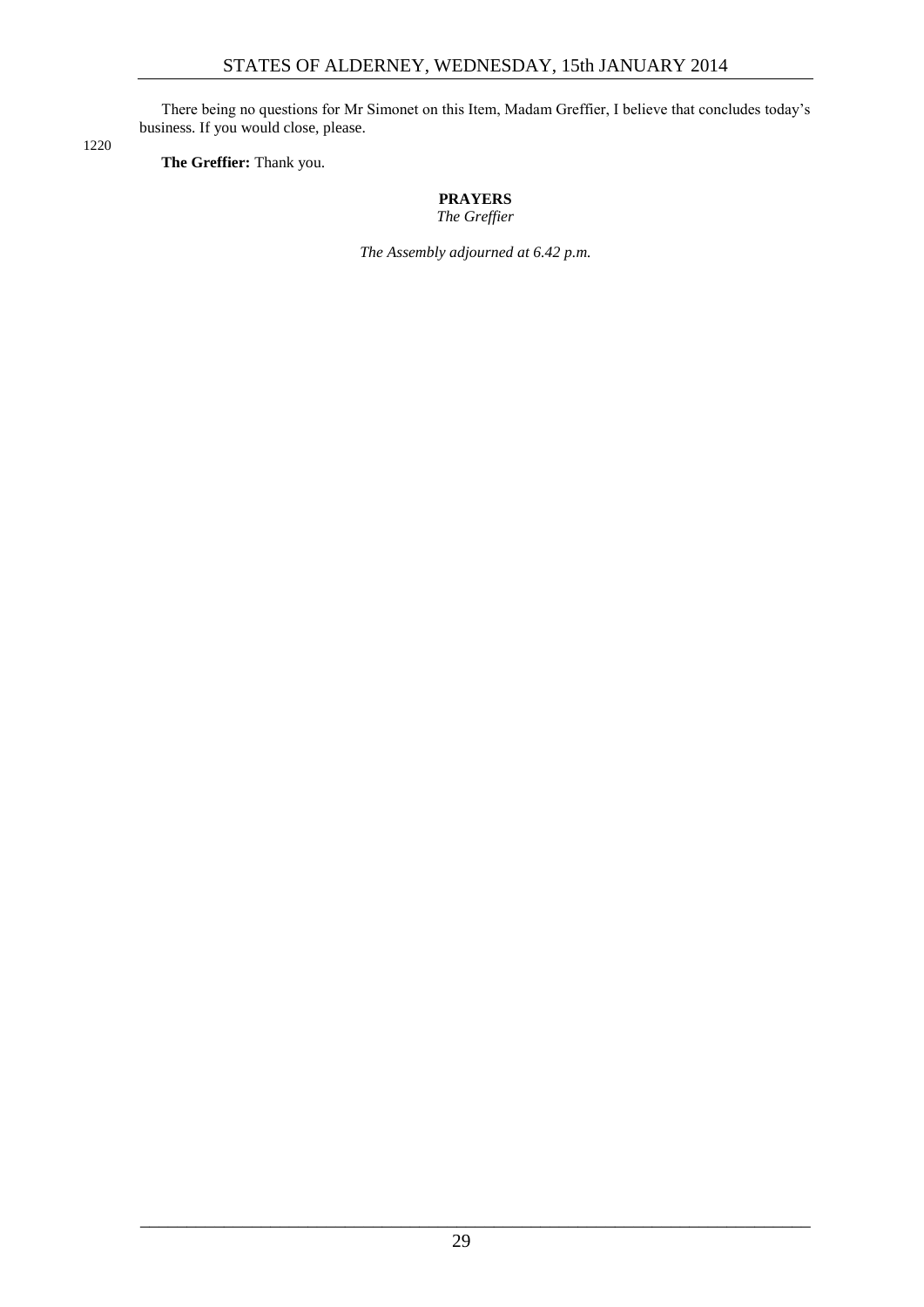There being no questions for Mr Simonet on this Item, Madam Greffier, I believe that concludes today's business. If you would close, please.

1220

**The Greffier:** Thank you.

**PRAYERS**

*The Greffier*

*The Assembly adjourned at 6.42 p.m.*